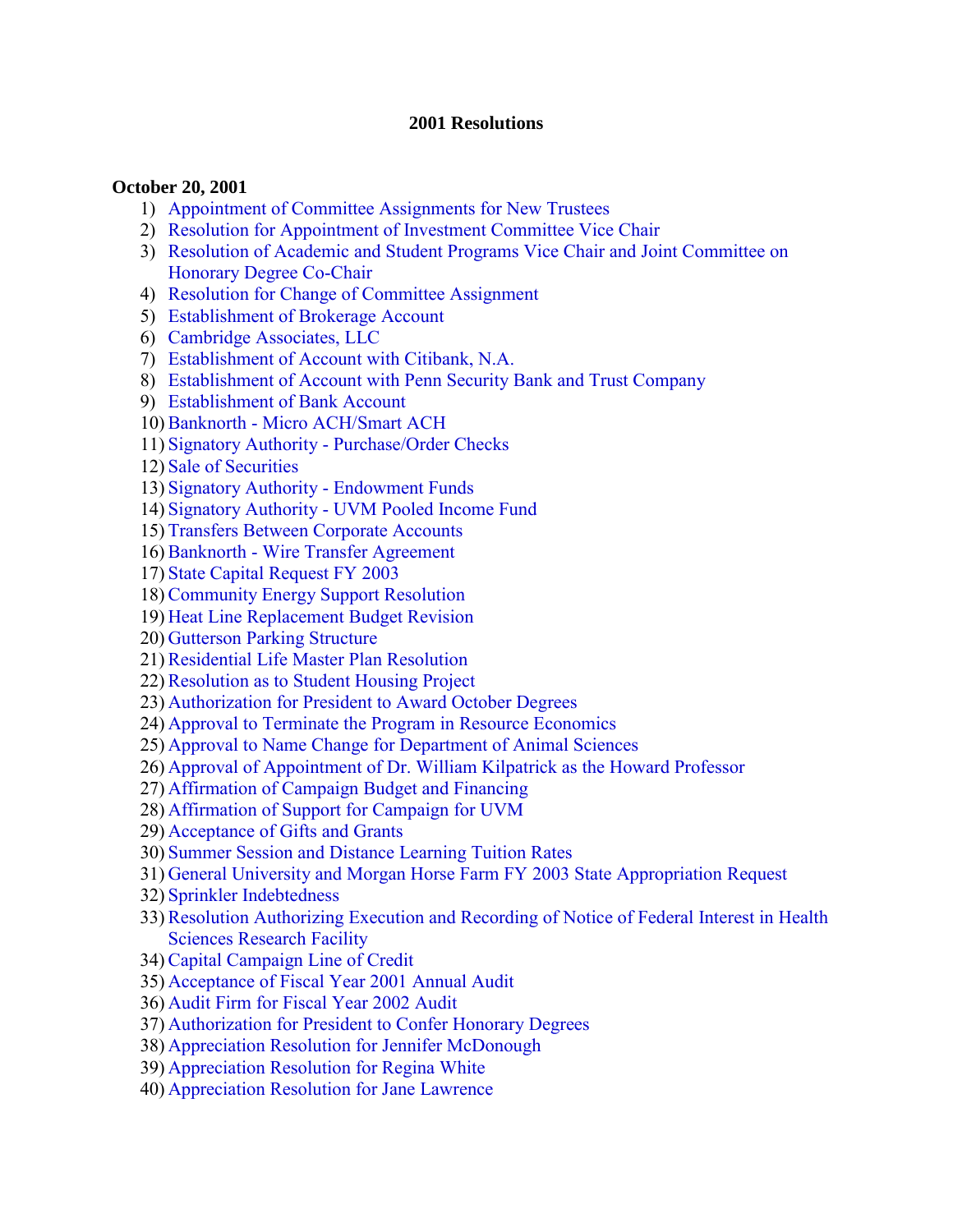# 2001 Resolutions

**October 20, 2001**

1) Appointment of Committee Assignments for New Trustees
2) Resolution for Appointment of Investment Committee Vice Chair
3) Resolution of Academic and Student Programs Vice Chair and Joint Committee on Honorary Degree Co-Chair
4) Resolution for Change of Committee Assignment
5) Establishment of Brokerage Account
6) Cambridge Associates, LLC
7) Establishment of Account with Citibank, N.A.
8) Establishment of Account with Penn Security Bank and Trust Company
9) Establishment of Bank Account
10) Banknorth - Micro ACH/Smart ACH
11) Signatory Authority - Purchase/Order Checks
12) Sale of Securities
13) Signatory Authority - Endowment Funds
14) Signatory Authority - UVM Pooled Income Fund
15) Transfers Between Corporate Accounts
16) Banknorth - Wire Transfer Agreement
17) State Capital Request FY 2003
18) Community Energy Support Resolution
19) Heat Line Replacement Budget Revision
20) Gutterson Parking Structure
21) Residential Life Master Plan Resolution
22) Resolution as to Student Housing Project
23) Authorization for President to Award October Degrees
24) Approval to Terminate the Program in Resource Economics
25) Approval to Name Change for Department of Animal Sciences
26) Approval of Appointment of Dr. William Kilpatrick as the Howard Professor
27) Affirmation of Campaign Budget and Financing
28) Affirmation of Support for Campaign for UVM
29) Acceptance of Gifts and Grants
30) Summer Session and Distance Learning Tuition Rates
31) General University and Morgan Horse Farm FY 2003 State Appropriation Request
32) Sprinkler Indebtedness
33) Resolution Authorizing Execution and Recording of Notice of Federal Interest in Health Sciences Research Facility
34) Capital Campaign Line of Credit
35) Acceptance of Fiscal Year 2001 Annual Audit
36) Audit Firm for Fiscal Year 2002 Audit
37) Authorization for President to Confer Honorary Degrees
38) Appreciation Resolution for Jennifer McDonough
39) Appreciation Resolution for Regina White
40) Appreciation Resolution for Jane Lawrence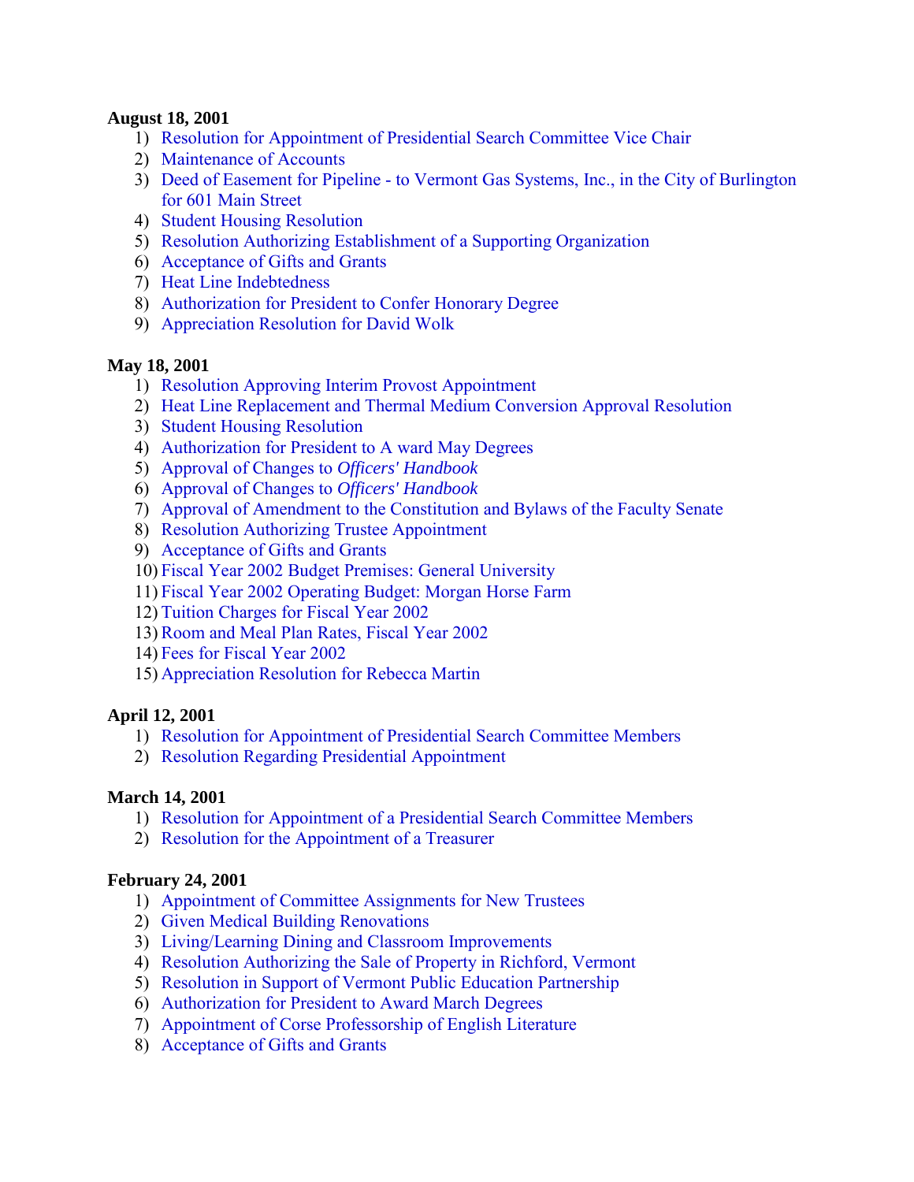**August 18, 2001**

1) Resolution for Appointment of Presidential Search Committee Vice Chair
2) Maintenance of Accounts
3) Deed of Easement for Pipeline - to Vermont Gas Systems, Inc., in the City of Burlington for 601 Main Street
4) Student Housing Resolution
5) Resolution Authorizing Establishment of a Supporting Organization
6) Acceptance of Gifts and Grants
7) Heat Line Indebtedness
8) Authorization for President to Confer Honorary Degree
9) Appreciation Resolution for David Wolk

**May 18, 2001**

1) Resolution Approving Interim Provost Appointment
2) Heat Line Replacement and Thermal Medium Conversion Approval Resolution
3) Student Housing Resolution
4) Authorization for President to A ward May Degrees
5) Approval of Changes to *Officers' Handbook*
6) Approval of Changes to *Officers' Handbook*
7) Approval of Amendment to the Constitution and Bylaws of the Faculty Senate
8) Resolution Authorizing Trustee Appointment
9) Acceptance of Gifts and Grants
10) Fiscal Year 2002 Budget Premises: General University
11) Fiscal Year 2002 Operating Budget: Morgan Horse Farm
12) Tuition Charges for Fiscal Year 2002
13) Room and Meal Plan Rates, Fiscal Year 2002
14) Fees for Fiscal Year 2002
15) Appreciation Resolution for Rebecca Martin

**April 12, 2001**

1) Resolution for Appointment of Presidential Search Committee Members
2) Resolution Regarding Presidential Appointment

**March 14, 2001**

1) Resolution for Appointment of a Presidential Search Committee Members
2) Resolution for the Appointment of a Treasurer

**February 24, 2001**

1) Appointment of Committee Assignments for New Trustees
2) Given Medical Building Renovations
3) Living/Learning Dining and Classroom Improvements
4) Resolution Authorizing the Sale of Property in Richford, Vermont
5) Resolution in Support of Vermont Public Education Partnership
6) Authorization for President to Award March Degrees
7) Appointment of Corse Professorship of English Literature
8) Acceptance of Gifts and Grants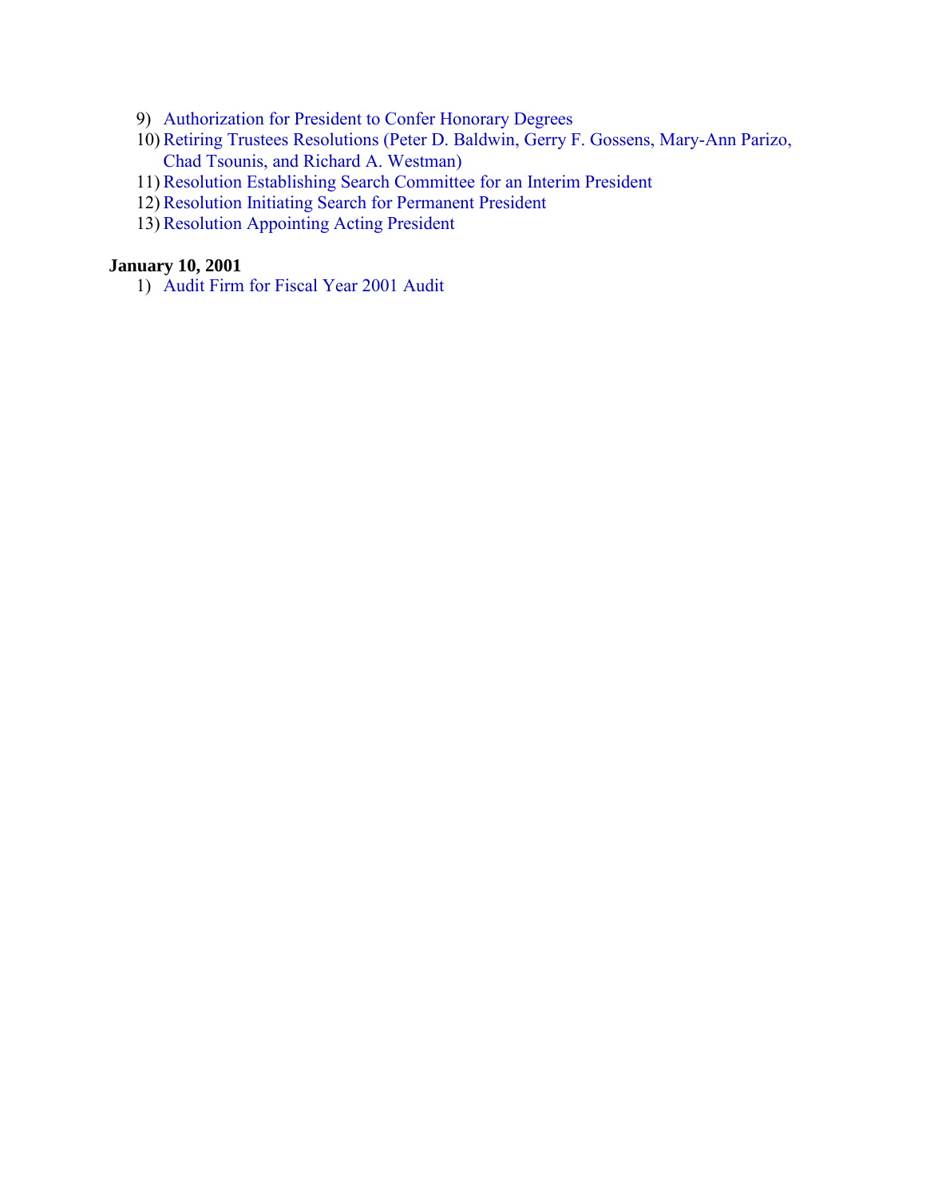9) Authorization for President to Confer Honorary Degrees
10) Retiring Trustees Resolutions (Peter D. Baldwin, Gerry F. Gossens, Mary-Ann Parizo, Chad Tsounis, and Richard A. Westman)
11) Resolution Establishing Search Committee for an Interim President
12) Resolution Initiating Search for Permanent President
13) Resolution Appointing Acting President

**January 10, 2001**

1) Audit Firm for Fiscal Year 2001 Audit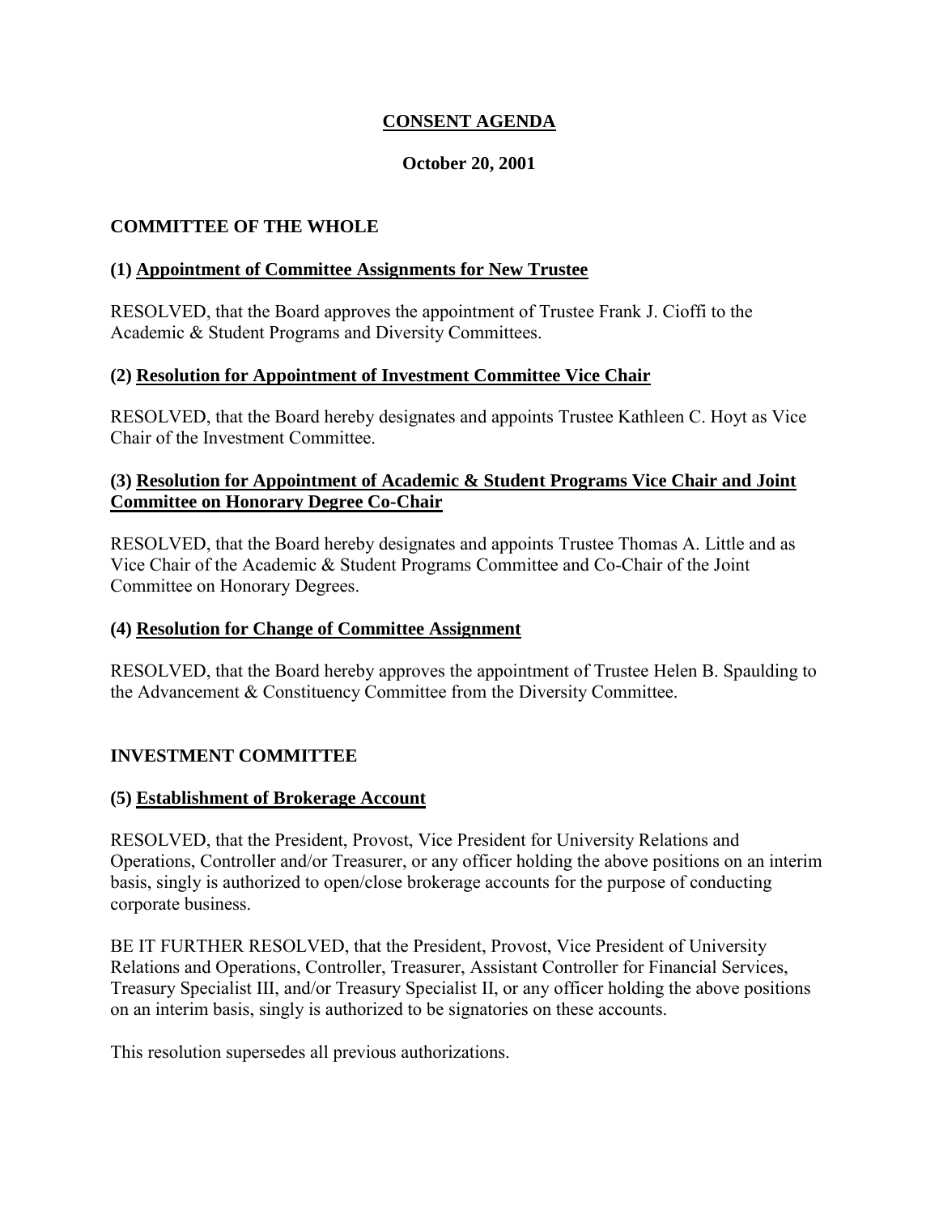# CONSENT AGENDA

**October 20, 2001**

## COMMITTEE OF THE WHOLE

### (1) Appointment of Committee Assignments for New Trustee

RESOLVED, that the Board approves the appointment of Trustee Frank J. Cioffi to the Academic & Student Programs and Diversity Committees.

### (2) Resolution for Appointment of Investment Committee Vice Chair

RESOLVED, that the Board hereby designates and appoints Trustee Kathleen C. Hoyt as Vice Chair of the Investment Committee.

### (3) Resolution for Appointment of Academic & Student Programs Vice Chair and Joint Committee on Honorary Degree Co-Chair

RESOLVED, that the Board hereby designates and appoints Trustee Thomas A. Little and as Vice Chair of the Academic & Student Programs Committee and Co-Chair of the Joint Committee on Honorary Degrees.

### (4) Resolution for Change of Committee Assignment

RESOLVED, that the Board hereby approves the appointment of Trustee Helen B. Spaulding to the Advancement & Constituency Committee from the Diversity Committee.

## INVESTMENT COMMITTEE

### (5) Establishment of Brokerage Account

RESOLVED, that the President, Provost, Vice President for University Relations and Operations, Controller and/or Treasurer, or any officer holding the above positions on an interim basis, singly is authorized to open/close brokerage accounts for the purpose of conducting corporate business.

BE IT FURTHER RESOLVED, that the President, Provost, Vice President of University Relations and Operations, Controller, Treasurer, Assistant Controller for Financial Services, Treasury Specialist III, and/or Treasury Specialist II, or any officer holding the above positions on an interim basis, singly is authorized to be signatories on these accounts.

This resolution supersedes all previous authorizations.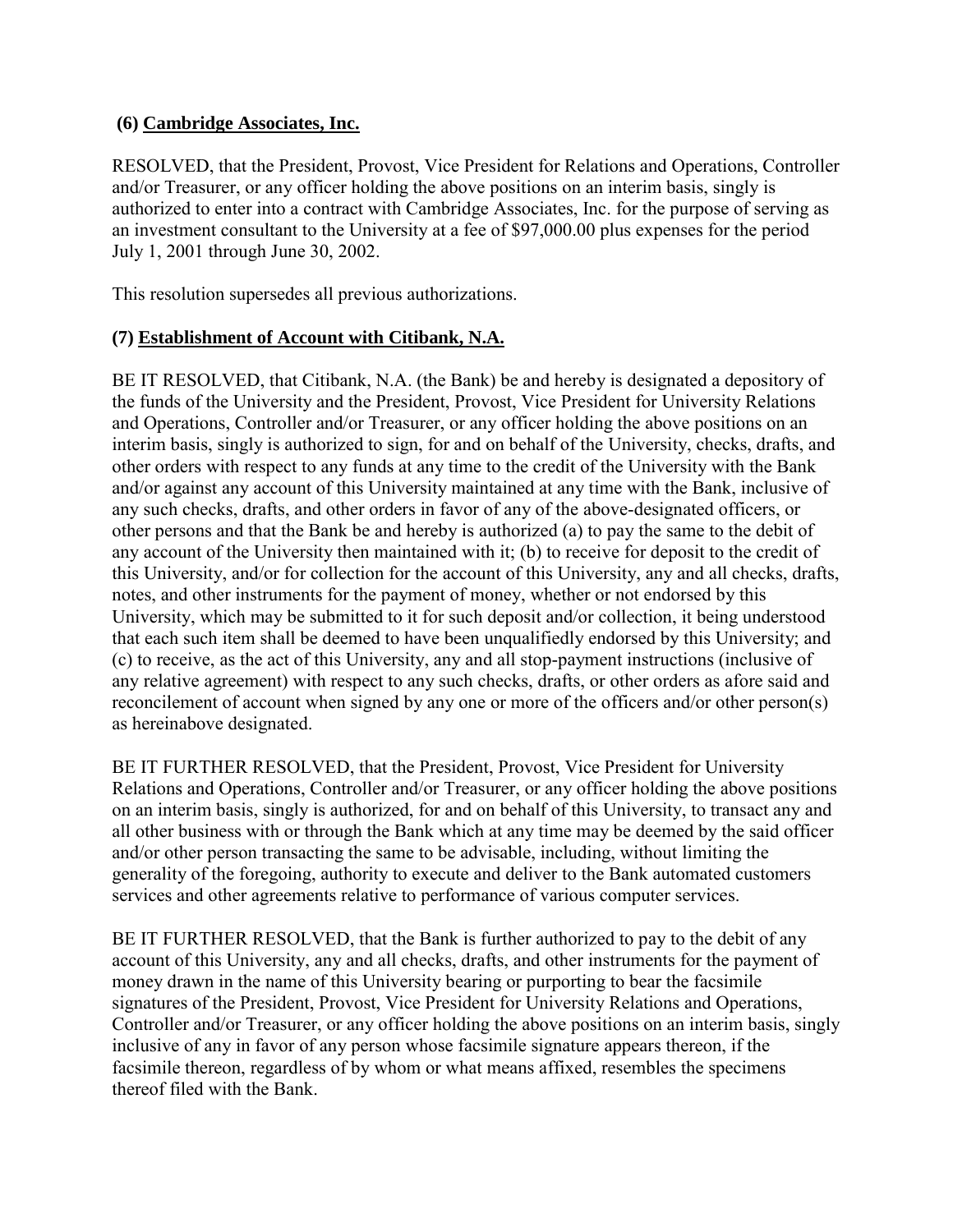**(6) <u>Cambridge Associates, Inc.</u>**

RESOLVED, that the President, Provost, Vice President for Relations and Operations, Controller and/or Treasurer, or any officer holding the above positions on an interim basis, singly is authorized to enter into a contract with Cambridge Associates, Inc. for the purpose of serving as an investment consultant to the University at a fee of $97,000.00 plus expenses for the period July 1, 2001 through June 30, 2002.

This resolution supersedes all previous authorizations.

**(7) <u>Establishment of Account with Citibank, N.A.</u>**

BE IT RESOLVED, that Citibank, N.A. (the Bank) be and hereby is designated a depository of the funds of the University and the President, Provost, Vice President for University Relations and Operations, Controller and/or Treasurer, or any officer holding the above positions on an interim basis, singly is authorized to sign, for and on behalf of the University, checks, drafts, and other orders with respect to any funds at any time to the credit of the University with the Bank and/or against any account of this University maintained at any time with the Bank, inclusive of any such checks, drafts, and other orders in favor of any of the above-designated officers, or other persons and that the Bank be and hereby is authorized (a) to pay the same to the debit of any account of the University then maintained with it; (b) to receive for deposit to the credit of this University, and/or for collection for the account of this University, any and all checks, drafts, notes, and other instruments for the payment of money, whether or not endorsed by this University, which may be submitted to it for such deposit and/or collection, it being understood that each such item shall be deemed to have been unqualifiedly endorsed by this University; and (c) to receive, as the act of this University, any and all stop-payment instructions (inclusive of any relative agreement) with respect to any such checks, drafts, or other orders as afore said and reconcilement of account when signed by any one or more of the officers and/or other person(s) as hereinabove designated.

BE IT FURTHER RESOLVED, that the President, Provost, Vice President for University Relations and Operations, Controller and/or Treasurer, or any officer holding the above positions on an interim basis, singly is authorized, for and on behalf of this University, to transact any and all other business with or through the Bank which at any time may be deemed by the said officer and/or other person transacting the same to be advisable, including, without limiting the generality of the foregoing, authority to execute and deliver to the Bank automated customers services and other agreements relative to performance of various computer services.

BE IT FURTHER RESOLVED, that the Bank is further authorized to pay to the debit of any account of this University, any and all checks, drafts, and other instruments for the payment of money drawn in the name of this University bearing or purporting to bear the facsimile signatures of the President, Provost, Vice President for University Relations and Operations, Controller and/or Treasurer, or any officer holding the above positions on an interim basis, singly inclusive of any in favor of any person whose facsimile signature appears thereon, if the facsimile thereon, regardless of by whom or what means affixed, resembles the specimens thereof filed with the Bank.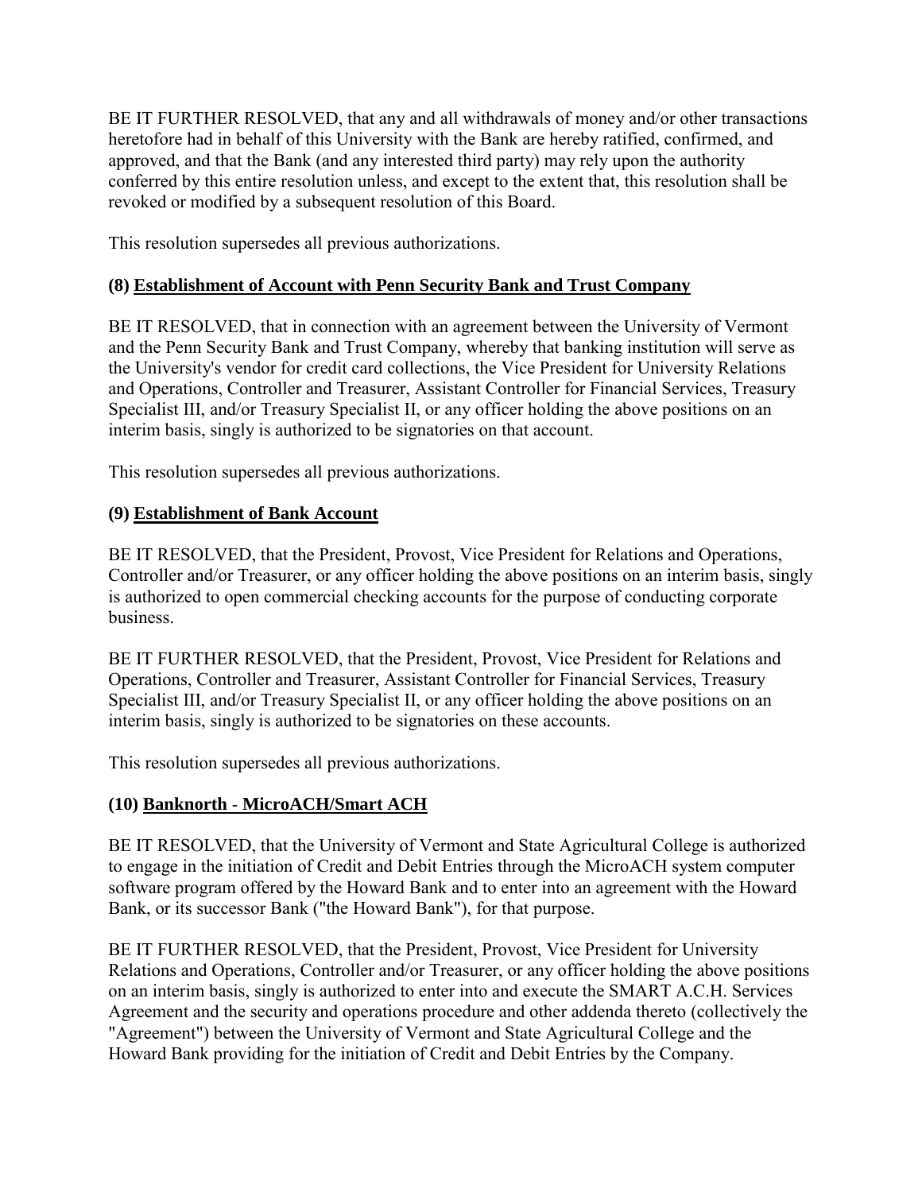BE IT FURTHER RESOLVED, that any and all withdrawals of money and/or other transactions heretofore had in behalf of this University with the Bank are hereby ratified, confirmed, and approved, and that the Bank (and any interested third party) may rely upon the authority conferred by this entire resolution unless, and except to the extent that, this resolution shall be revoked or modified by a subsequent resolution of this Board.

This resolution supersedes all previous authorizations.

### (8) Establishment of Account with Penn Security Bank and Trust Company

BE IT RESOLVED, that in connection with an agreement between the University of Vermont and the Penn Security Bank and Trust Company, whereby that banking institution will serve as the University's vendor for credit card collections, the Vice President for University Relations and Operations, Controller and Treasurer, Assistant Controller for Financial Services, Treasury Specialist III, and/or Treasury Specialist II, or any officer holding the above positions on an interim basis, singly is authorized to be signatories on that account.

This resolution supersedes all previous authorizations.

### (9) Establishment of Bank Account

BE IT RESOLVED, that the President, Provost, Vice President for Relations and Operations, Controller and/or Treasurer, or any officer holding the above positions on an interim basis, singly is authorized to open commercial checking accounts for the purpose of conducting corporate business.

BE IT FURTHER RESOLVED, that the President, Provost, Vice President for Relations and Operations, Controller and Treasurer, Assistant Controller for Financial Services, Treasury Specialist III, and/or Treasury Specialist II, or any officer holding the above positions on an interim basis, singly is authorized to be signatories on these accounts.

This resolution supersedes all previous authorizations.

### (10) Banknorth - MicroACH/Smart ACH

BE IT RESOLVED, that the University of Vermont and State Agricultural College is authorized to engage in the initiation of Credit and Debit Entries through the MicroACH system computer software program offered by the Howard Bank and to enter into an agreement with the Howard Bank, or its successor Bank ("the Howard Bank"), for that purpose.

BE IT FURTHER RESOLVED, that the President, Provost, Vice President for University Relations and Operations, Controller and/or Treasurer, or any officer holding the above positions on an interim basis, singly is authorized to enter into and execute the SMART A.C.H. Services Agreement and the security and operations procedure and other addenda thereto (collectively the "Agreement") between the University of Vermont and State Agricultural College and the Howard Bank providing for the initiation of Credit and Debit Entries by the Company.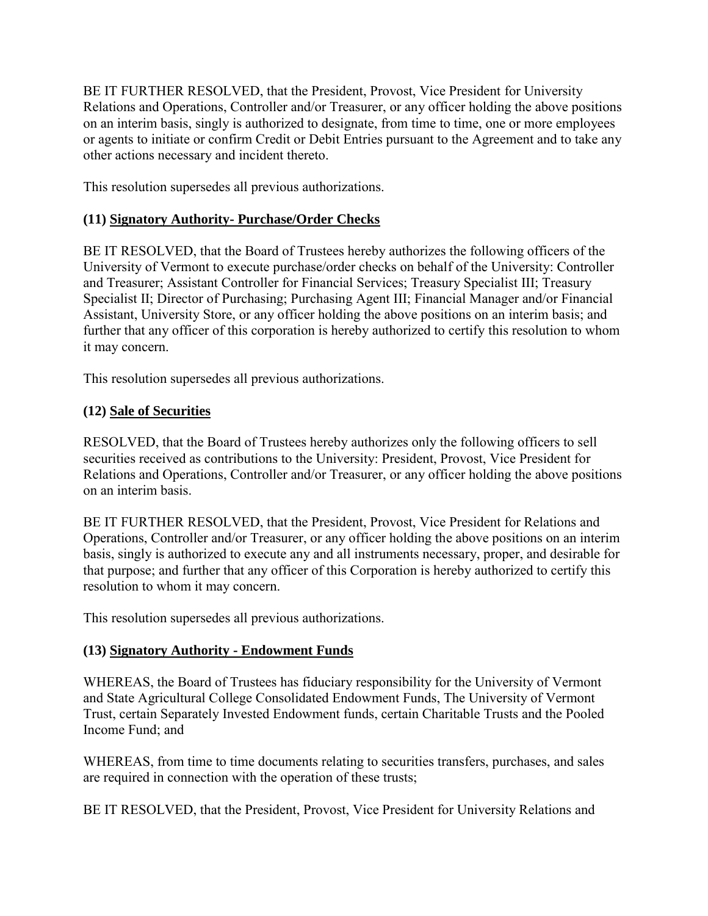BE IT FURTHER RESOLVED, that the President, Provost, Vice President for University Relations and Operations, Controller and/or Treasurer, or any officer holding the above positions on an interim basis, singly is authorized to designate, from time to time, one or more employees or agents to initiate or confirm Credit or Debit Entries pursuant to the Agreement and to take any other actions necessary and incident thereto.

This resolution supersedes all previous authorizations.

### (11) <u>Signatory Authority- Purchase/Order Checks</u>

BE IT RESOLVED, that the Board of Trustees hereby authorizes the following officers of the University of Vermont to execute purchase/order checks on behalf of the University: Controller and Treasurer; Assistant Controller for Financial Services; Treasury Specialist III; Treasury Specialist II; Director of Purchasing; Purchasing Agent III; Financial Manager and/or Financial Assistant, University Store, or any officer holding the above positions on an interim basis; and further that any officer of this corporation is hereby authorized to certify this resolution to whom it may concern.

This resolution supersedes all previous authorizations.

### (12) <u>Sale of Securities</u>

RESOLVED, that the Board of Trustees hereby authorizes only the following officers to sell securities received as contributions to the University: President, Provost, Vice President for Relations and Operations, Controller and/or Treasurer, or any officer holding the above positions on an interim basis.

BE IT FURTHER RESOLVED, that the President, Provost, Vice President for Relations and Operations, Controller and/or Treasurer, or any officer holding the above positions on an interim basis, singly is authorized to execute any and all instruments necessary, proper, and desirable for that purpose; and further that any officer of this Corporation is hereby authorized to certify this resolution to whom it may concern.

This resolution supersedes all previous authorizations.

### (13) <u>Signatory Authority - Endowment Funds</u>

WHEREAS, the Board of Trustees has fiduciary responsibility for the University of Vermont and State Agricultural College Consolidated Endowment Funds, The University of Vermont Trust, certain Separately Invested Endowment funds, certain Charitable Trusts and the Pooled Income Fund; and

WHEREAS, from time to time documents relating to securities transfers, purchases, and sales are required in connection with the operation of these trusts;

BE IT RESOLVED, that the President, Provost, Vice President for University Relations and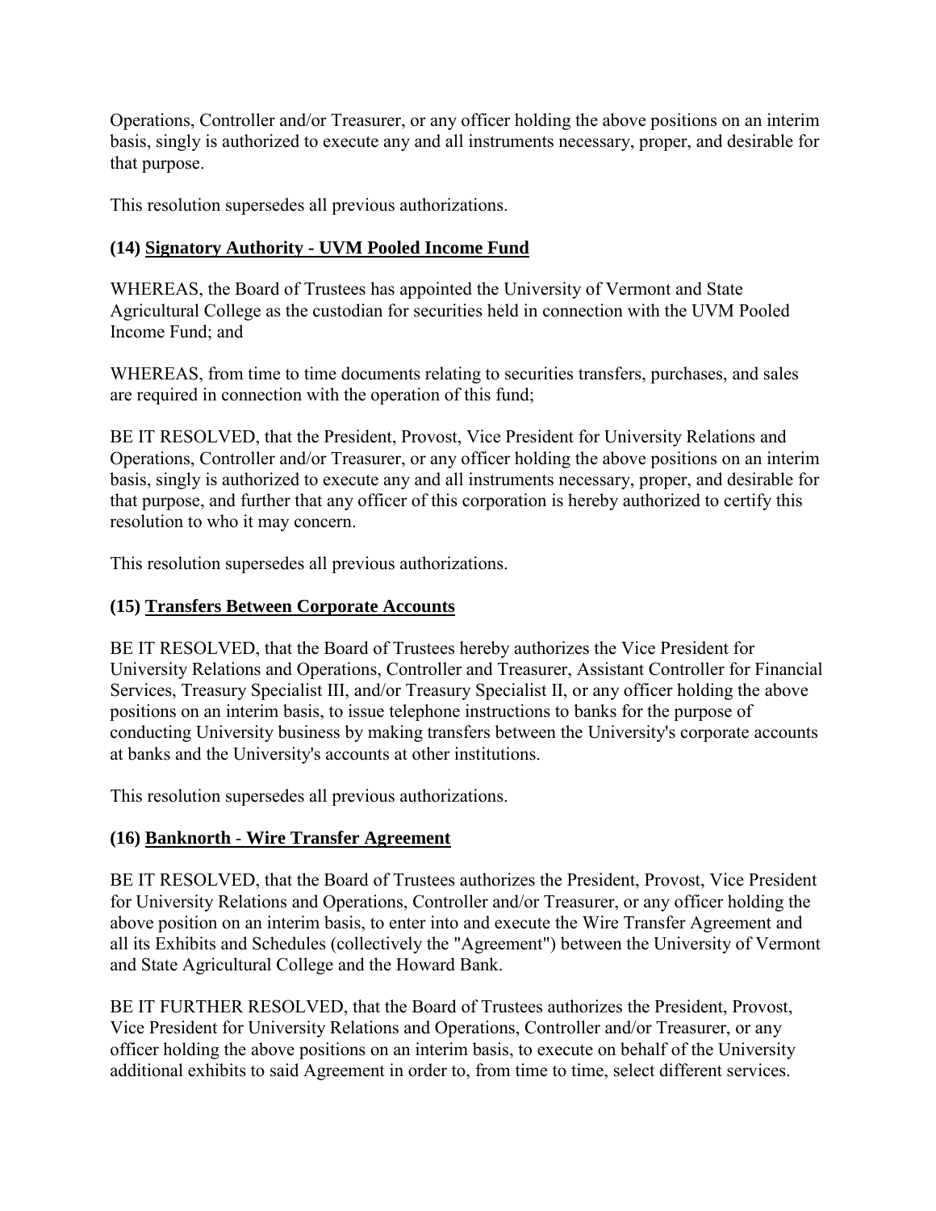Operations, Controller and/or Treasurer, or any officer holding the above positions on an interim basis, singly is authorized to execute any and all instruments necessary, proper, and desirable for that purpose.

This resolution supersedes all previous authorizations.

### (14) Signatory Authority - UVM Pooled Income Fund

WHEREAS, the Board of Trustees has appointed the University of Vermont and State Agricultural College as the custodian for securities held in connection with the UVM Pooled Income Fund; and

WHEREAS, from time to time documents relating to securities transfers, purchases, and sales are required in connection with the operation of this fund;

BE IT RESOLVED, that the President, Provost, Vice President for University Relations and Operations, Controller and/or Treasurer, or any officer holding the above positions on an interim basis, singly is authorized to execute any and all instruments necessary, proper, and desirable for that purpose, and further that any officer of this corporation is hereby authorized to certify this resolution to who it may concern.

This resolution supersedes all previous authorizations.

### (15) Transfers Between Corporate Accounts

BE IT RESOLVED, that the Board of Trustees hereby authorizes the Vice President for University Relations and Operations, Controller and Treasurer, Assistant Controller for Financial Services, Treasury Specialist III, and/or Treasury Specialist II, or any officer holding the above positions on an interim basis, to issue telephone instructions to banks for the purpose of conducting University business by making transfers between the University's corporate accounts at banks and the University's accounts at other institutions.

This resolution supersedes all previous authorizations.

### (16) Banknorth - Wire Transfer Agreement

BE IT RESOLVED, that the Board of Trustees authorizes the President, Provost, Vice President for University Relations and Operations, Controller and/or Treasurer, or any officer holding the above position on an interim basis, to enter into and execute the Wire Transfer Agreement and all its Exhibits and Schedules (collectively the "Agreement") between the University of Vermont and State Agricultural College and the Howard Bank.

BE IT FURTHER RESOLVED, that the Board of Trustees authorizes the President, Provost, Vice President for University Relations and Operations, Controller and/or Treasurer, or any officer holding the above positions on an interim basis, to execute on behalf of the University additional exhibits to said Agreement in order to, from time to time, select different services.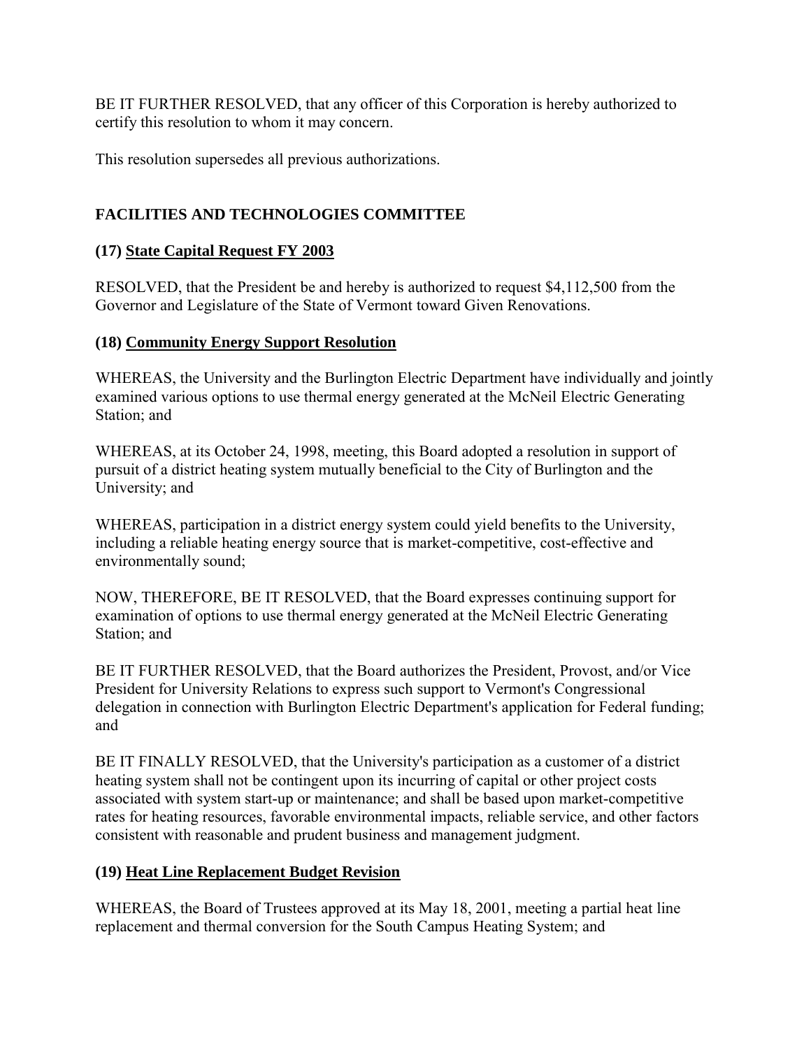BE IT FURTHER RESOLVED, that any officer of this Corporation is hereby authorized to certify this resolution to whom it may concern.

This resolution supersedes all previous authorizations.

## FACILITIES AND TECHNOLOGIES COMMITTEE

### (17) State Capital Request FY 2003

RESOLVED, that the President be and hereby is authorized to request $4,112,500 from the Governor and Legislature of the State of Vermont toward Given Renovations.

### (18) Community Energy Support Resolution

WHEREAS, the University and the Burlington Electric Department have individually and jointly examined various options to use thermal energy generated at the McNeil Electric Generating Station; and

WHEREAS, at its October 24, 1998, meeting, this Board adopted a resolution in support of pursuit of a district heating system mutually beneficial to the City of Burlington and the University; and

WHEREAS, participation in a district energy system could yield benefits to the University, including a reliable heating energy source that is market-competitive, cost-effective and environmentally sound;

NOW, THEREFORE, BE IT RESOLVED, that the Board expresses continuing support for examination of options to use thermal energy generated at the McNeil Electric Generating Station; and

BE IT FURTHER RESOLVED, that the Board authorizes the President, Provost, and/or Vice President for University Relations to express such support to Vermont's Congressional delegation in connection with Burlington Electric Department's application for Federal funding; and

BE IT FINALLY RESOLVED, that the University's participation as a customer of a district heating system shall not be contingent upon its incurring of capital or other project costs associated with system start-up or maintenance; and shall be based upon market-competitive rates for heating resources, favorable environmental impacts, reliable service, and other factors consistent with reasonable and prudent business and management judgment.

### (19) Heat Line Replacement Budget Revision

WHEREAS, the Board of Trustees approved at its May 18, 2001, meeting a partial heat line replacement and thermal conversion for the South Campus Heating System; and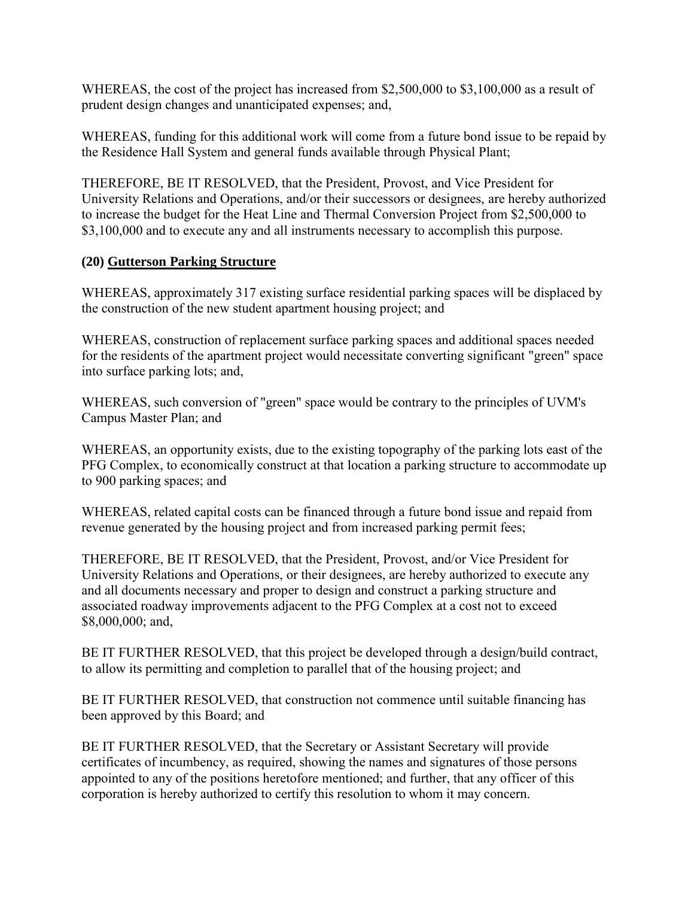WHEREAS, the cost of the project has increased from $2,500,000 to $3,100,000 as a result of prudent design changes and unanticipated expenses; and,

WHEREAS, funding for this additional work will come from a future bond issue to be repaid by the Residence Hall System and general funds available through Physical Plant;

THEREFORE, BE IT RESOLVED, that the President, Provost, and Vice President for University Relations and Operations, and/or their successors or designees, are hereby authorized to increase the budget for the Heat Line and Thermal Conversion Project from $2,500,000 to $3,100,000 and to execute any and all instruments necessary to accomplish this purpose.

**(20) <u>Gutterson Parking Structure</u>**

WHEREAS, approximately 317 existing surface residential parking spaces will be displaced by the construction of the new student apartment housing project; and

WHEREAS, construction of replacement surface parking spaces and additional spaces needed for the residents of the apartment project would necessitate converting significant "green" space into surface parking lots; and,

WHEREAS, such conversion of "green" space would be contrary to the principles of UVM's Campus Master Plan; and

WHEREAS, an opportunity exists, due to the existing topography of the parking lots east of the PFG Complex, to economically construct at that location a parking structure to accommodate up to 900 parking spaces; and

WHEREAS, related capital costs can be financed through a future bond issue and repaid from revenue generated by the housing project and from increased parking permit fees;

THEREFORE, BE IT RESOLVED, that the President, Provost, and/or Vice President for University Relations and Operations, or their designees, are hereby authorized to execute any and all documents necessary and proper to design and construct a parking structure and associated roadway improvements adjacent to the PFG Complex at a cost not to exceed $8,000,000; and,

BE IT FURTHER RESOLVED, that this project be developed through a design/build contract, to allow its permitting and completion to parallel that of the housing project; and

BE IT FURTHER RESOLVED, that construction not commence until suitable financing has been approved by this Board; and

BE IT FURTHER RESOLVED, that the Secretary or Assistant Secretary will provide certificates of incumbency, as required, showing the names and signatures of those persons appointed to any of the positions heretofore mentioned; and further, that any officer of this corporation is hereby authorized to certify this resolution to whom it may concern.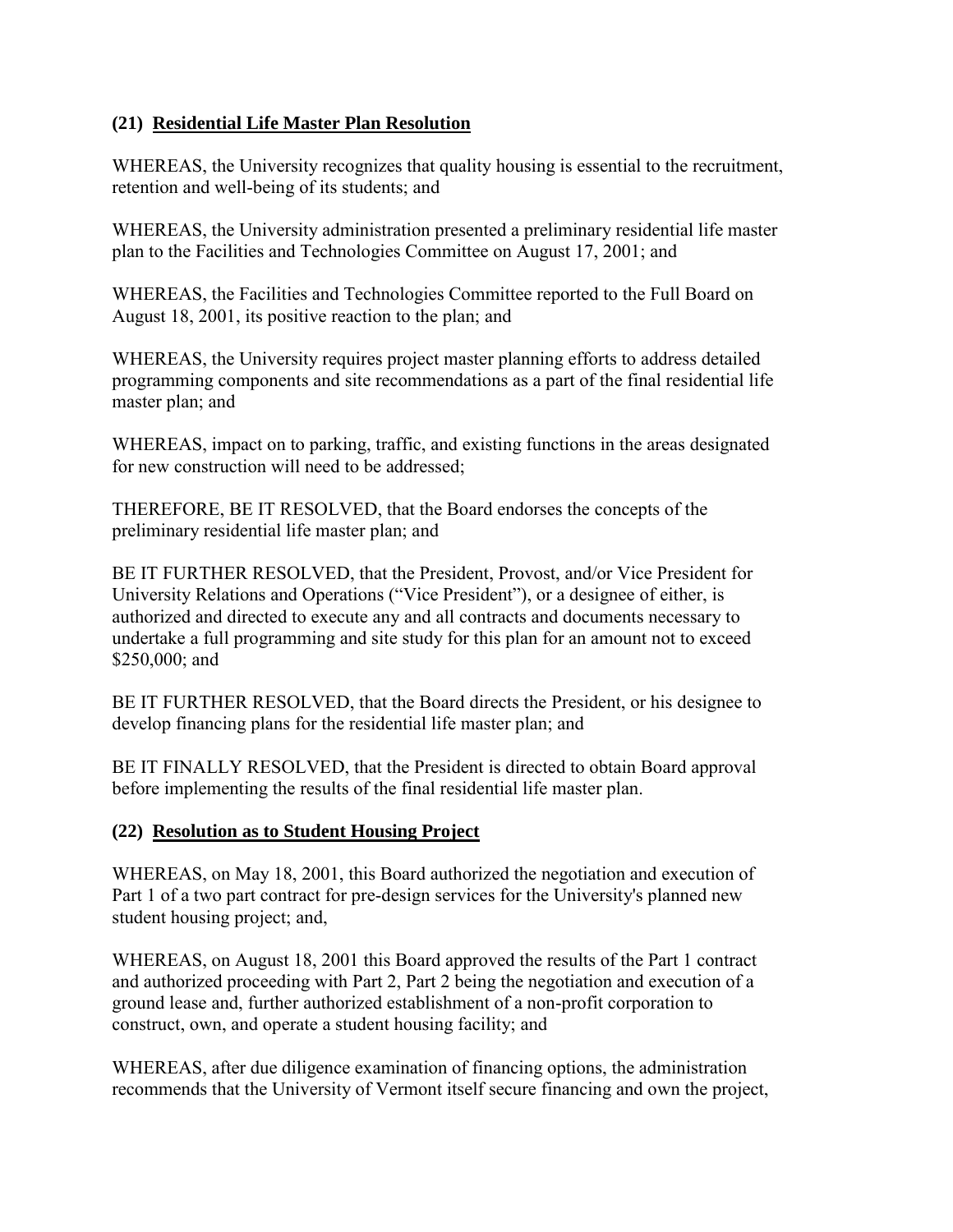### (21) Residential Life Master Plan Resolution

WHEREAS, the University recognizes that quality housing is essential to the recruitment, retention and well-being of its students; and

WHEREAS, the University administration presented a preliminary residential life master plan to the Facilities and Technologies Committee on August 17, 2001; and

WHEREAS, the Facilities and Technologies Committee reported to the Full Board on August 18, 2001, its positive reaction to the plan; and

WHEREAS, the University requires project master planning efforts to address detailed programming components and site recommendations as a part of the final residential life master plan; and

WHEREAS, impact on to parking, traffic, and existing functions in the areas designated for new construction will need to be addressed;

THEREFORE, BE IT RESOLVED, that the Board endorses the concepts of the preliminary residential life master plan; and

BE IT FURTHER RESOLVED, that the President, Provost, and/or Vice President for University Relations and Operations ("Vice President"), or a designee of either, is authorized and directed to execute any and all contracts and documents necessary to undertake a full programming and site study for this plan for an amount not to exceed $250,000; and

BE IT FURTHER RESOLVED, that the Board directs the President, or his designee to develop financing plans for the residential life master plan; and

BE IT FINALLY RESOLVED, that the President is directed to obtain Board approval before implementing the results of the final residential life master plan.

### (22) Resolution as to Student Housing Project

WHEREAS, on May 18, 2001, this Board authorized the negotiation and execution of Part 1 of a two part contract for pre-design services for the University's planned new student housing project; and,

WHEREAS, on August 18, 2001 this Board approved the results of the Part 1 contract and authorized proceeding with Part 2, Part 2 being the negotiation and execution of a ground lease and, further authorized establishment of a non-profit corporation to construct, own, and operate a student housing facility; and

WHEREAS, after due diligence examination of financing options, the administration recommends that the University of Vermont itself secure financing and own the project,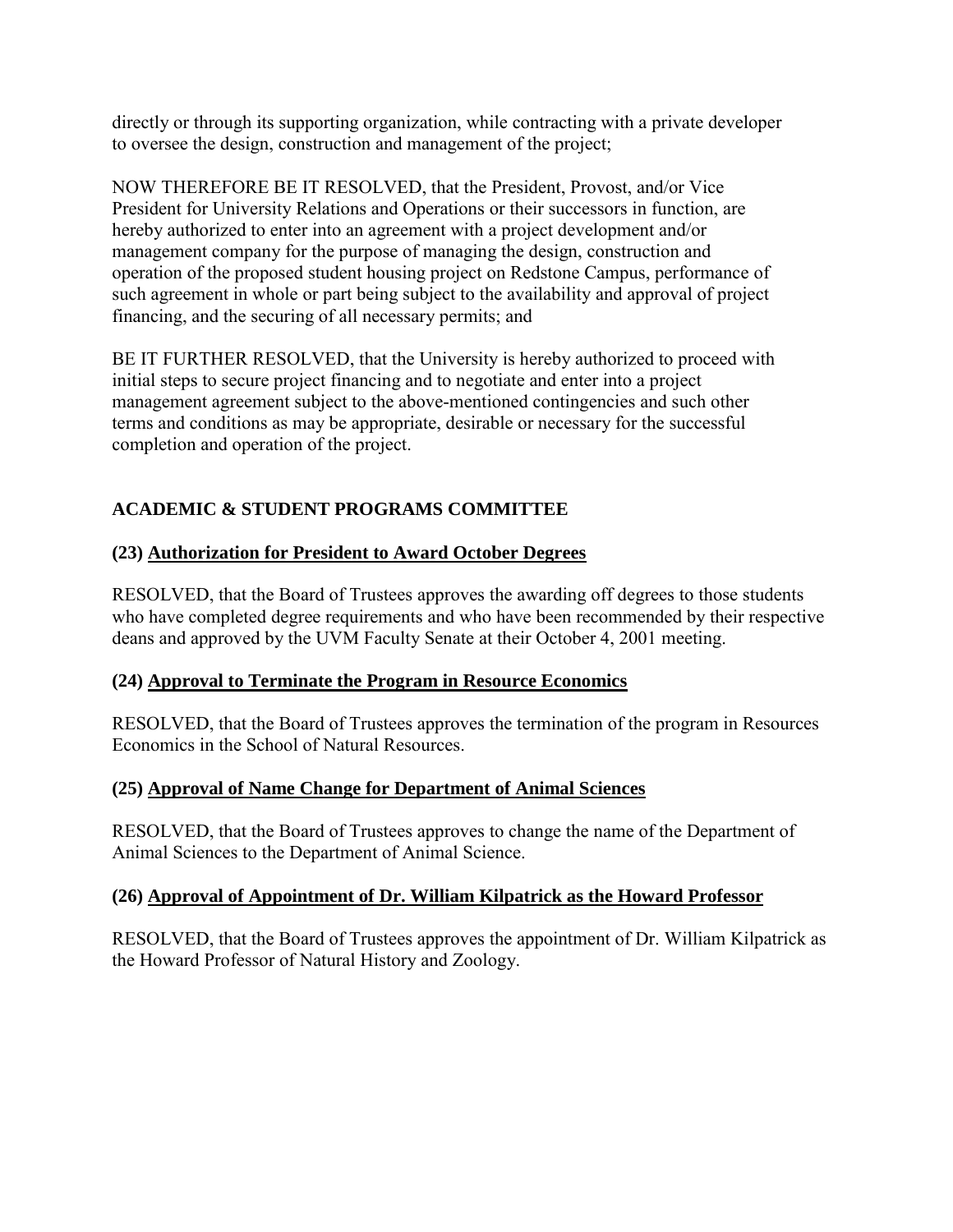directly or through its supporting organization, while contracting with a private developer to oversee the design, construction and management of the project;

NOW THEREFORE BE IT RESOLVED, that the President, Provost, and/or Vice President for University Relations and Operations or their successors in function, are hereby authorized to enter into an agreement with a project development and/or management company for the purpose of managing the design, construction and operation of the proposed student housing project on Redstone Campus, performance of such agreement in whole or part being subject to the availability and approval of project financing, and the securing of all necessary permits; and

BE IT FURTHER RESOLVED, that the University is hereby authorized to proceed with initial steps to secure project financing and to negotiate and enter into a project management agreement subject to the above-mentioned contingencies and such other terms and conditions as may be appropriate, desirable or necessary for the successful completion and operation of the project.

## ACADEMIC & STUDENT PROGRAMS COMMITTEE

### (23) Authorization for President to Award October Degrees

RESOLVED, that the Board of Trustees approves the awarding off degrees to those students who have completed degree requirements and who have been recommended by their respective deans and approved by the UVM Faculty Senate at their October 4, 2001 meeting.

### (24) Approval to Terminate the Program in Resource Economics

RESOLVED, that the Board of Trustees approves the termination of the program in Resources Economics in the School of Natural Resources.

### (25) Approval of Name Change for Department of Animal Sciences

RESOLVED, that the Board of Trustees approves to change the name of the Department of Animal Sciences to the Department of Animal Science.

### (26) Approval of Appointment of Dr. William Kilpatrick as the Howard Professor

RESOLVED, that the Board of Trustees approves the appointment of Dr. William Kilpatrick as the Howard Professor of Natural History and Zoology.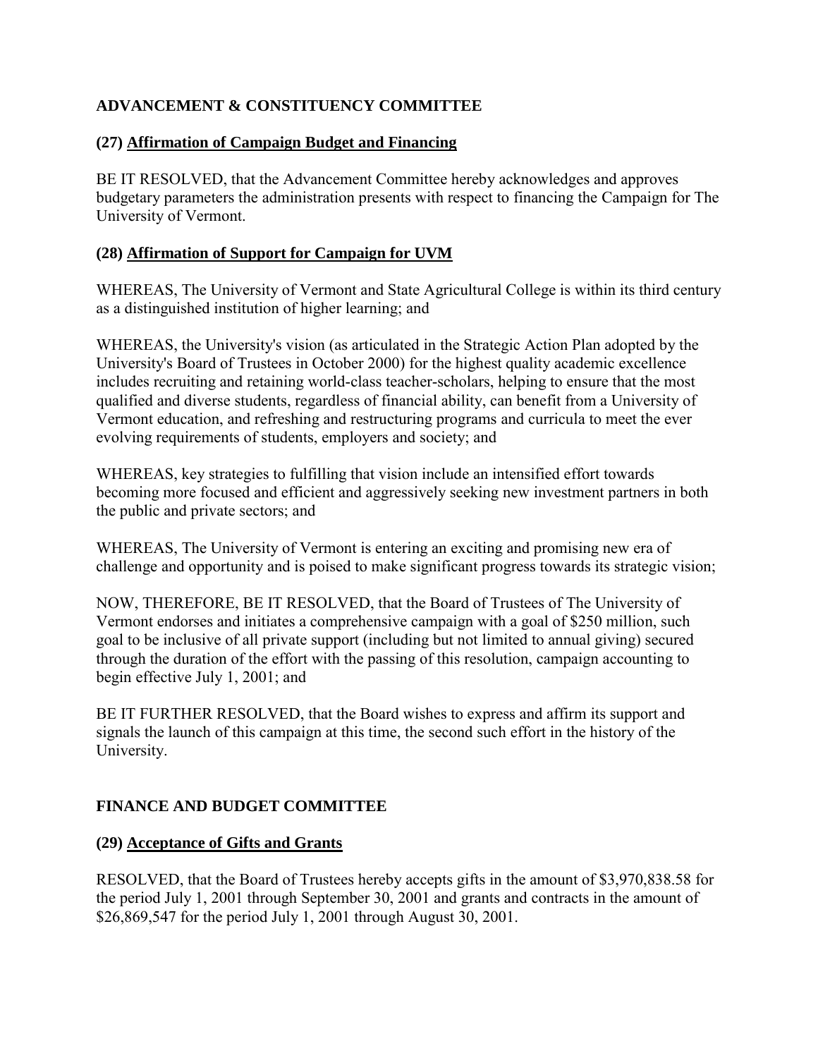## ADVANCEMENT & CONSTITUENCY COMMITTEE

### (27) Affirmation of Campaign Budget and Financing

BE IT RESOLVED, that the Advancement Committee hereby acknowledges and approves budgetary parameters the administration presents with respect to financing the Campaign for The University of Vermont.

### (28) Affirmation of Support for Campaign for UVM

WHEREAS, The University of Vermont and State Agricultural College is within its third century as a distinguished institution of higher learning; and

WHEREAS, the University's vision (as articulated in the Strategic Action Plan adopted by the University's Board of Trustees in October 2000) for the highest quality academic excellence includes recruiting and retaining world-class teacher-scholars, helping to ensure that the most qualified and diverse students, regardless of financial ability, can benefit from a University of Vermont education, and refreshing and restructuring programs and curricula to meet the ever evolving requirements of students, employers and society; and

WHEREAS, key strategies to fulfilling that vision include an intensified effort towards becoming more focused and efficient and aggressively seeking new investment partners in both the public and private sectors; and

WHEREAS, The University of Vermont is entering an exciting and promising new era of challenge and opportunity and is poised to make significant progress towards its strategic vision;

NOW, THEREFORE, BE IT RESOLVED, that the Board of Trustees of The University of Vermont endorses and initiates a comprehensive campaign with a goal of $250 million, such goal to be inclusive of all private support (including but not limited to annual giving) secured through the duration of the effort with the passing of this resolution, campaign accounting to begin effective July 1, 2001; and

BE IT FURTHER RESOLVED, that the Board wishes to express and affirm its support and signals the launch of this campaign at this time, the second such effort in the history of the University.

## FINANCE AND BUDGET COMMITTEE

### (29) Acceptance of Gifts and Grants

RESOLVED, that the Board of Trustees hereby accepts gifts in the amount of $3,970,838.58 for the period July 1, 2001 through September 30, 2001 and grants and contracts in the amount of $26,869,547 for the period July 1, 2001 through August 30, 2001.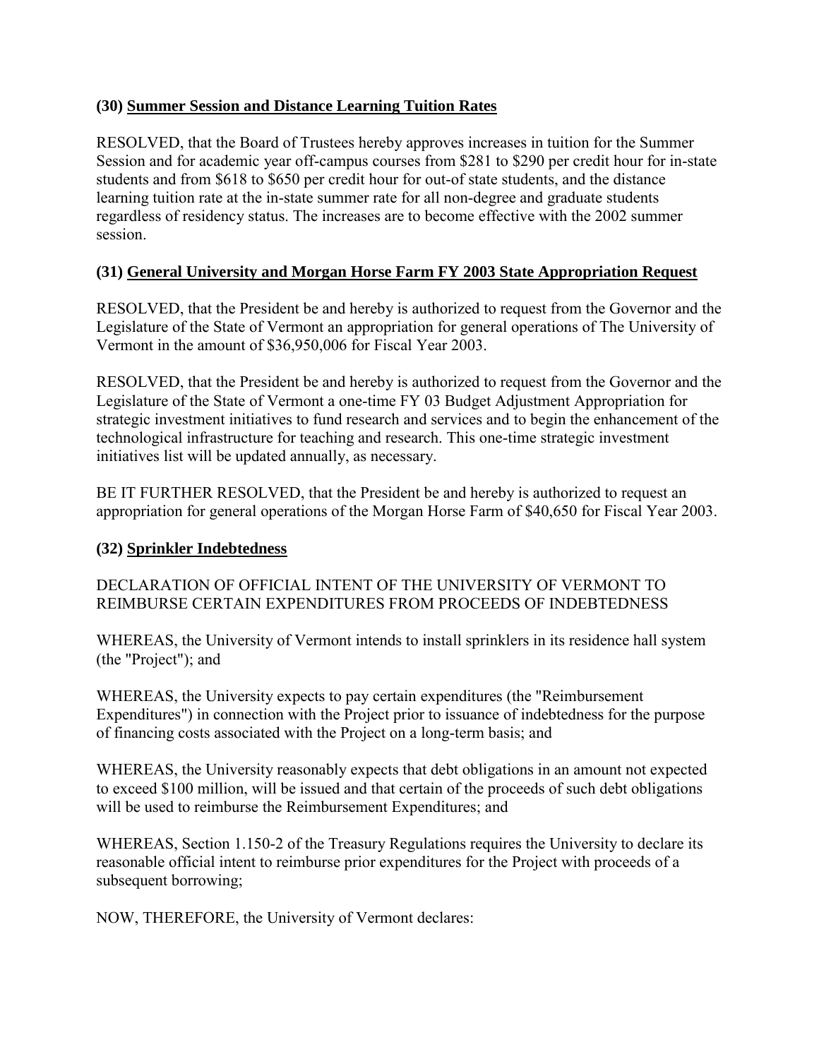### (30) Summer Session and Distance Learning Tuition Rates

RESOLVED, that the Board of Trustees hereby approves increases in tuition for the Summer Session and for academic year off-campus courses from $281 to $290 per credit hour for in-state students and from $618 to $650 per credit hour for out-of state students, and the distance learning tuition rate at the in-state summer rate for all non-degree and graduate students regardless of residency status. The increases are to become effective with the 2002 summer session.

### (31) General University and Morgan Horse Farm FY 2003 State Appropriation Request

RESOLVED, that the President be and hereby is authorized to request from the Governor and the Legislature of the State of Vermont an appropriation for general operations of The University of Vermont in the amount of $36,950,006 for Fiscal Year 2003.

RESOLVED, that the President be and hereby is authorized to request from the Governor and the Legislature of the State of Vermont a one-time FY 03 Budget Adjustment Appropriation for strategic investment initiatives to fund research and services and to begin the enhancement of the technological infrastructure for teaching and research. This one-time strategic investment initiatives list will be updated annually, as necessary.

BE IT FURTHER RESOLVED, that the President be and hereby is authorized to request an appropriation for general operations of the Morgan Horse Farm of $40,650 for Fiscal Year 2003.

### (32) Sprinkler Indebtedness

DECLARATION OF OFFICIAL INTENT OF THE UNIVERSITY OF VERMONT TO REIMBURSE CERTAIN EXPENDITURES FROM PROCEEDS OF INDEBTEDNESS

WHEREAS, the University of Vermont intends to install sprinklers in its residence hall system (the "Project"); and

WHEREAS, the University expects to pay certain expenditures (the "Reimbursement Expenditures") in connection with the Project prior to issuance of indebtedness for the purpose of financing costs associated with the Project on a long-term basis; and

WHEREAS, the University reasonably expects that debt obligations in an amount not expected to exceed $100 million, will be issued and that certain of the proceeds of such debt obligations will be used to reimburse the Reimbursement Expenditures; and

WHEREAS, Section 1.150-2 of the Treasury Regulations requires the University to declare its reasonable official intent to reimburse prior expenditures for the Project with proceeds of a subsequent borrowing;

NOW, THEREFORE, the University of Vermont declares: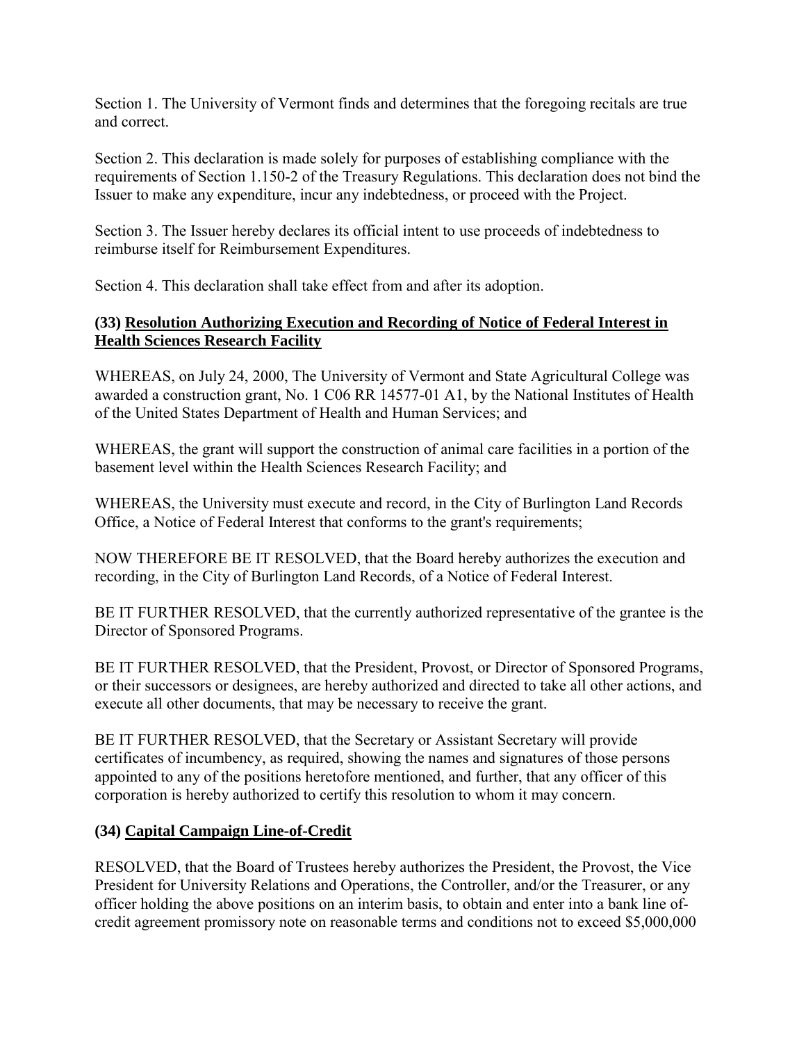Section 1. The University of Vermont finds and determines that the foregoing recitals are true and correct.

Section 2. This declaration is made solely for purposes of establishing compliance with the requirements of Section 1.150-2 of the Treasury Regulations. This declaration does not bind the Issuer to make any expenditure, incur any indebtedness, or proceed with the Project.

Section 3. The Issuer hereby declares its official intent to use proceeds of indebtedness to reimburse itself for Reimbursement Expenditures.

Section 4. This declaration shall take effect from and after its adoption.

**(33) <u>Resolution Authorizing Execution and Recording of Notice of Federal Interest in Health Sciences Research Facility</u>**

WHEREAS, on July 24, 2000, The University of Vermont and State Agricultural College was awarded a construction grant, No. 1 C06 RR 14577-01 A1, by the National Institutes of Health of the United States Department of Health and Human Services; and

WHEREAS, the grant will support the construction of animal care facilities in a portion of the basement level within the Health Sciences Research Facility; and

WHEREAS, the University must execute and record, in the City of Burlington Land Records Office, a Notice of Federal Interest that conforms to the grant's requirements;

NOW THEREFORE BE IT RESOLVED, that the Board hereby authorizes the execution and recording, in the City of Burlington Land Records, of a Notice of Federal Interest.

BE IT FURTHER RESOLVED, that the currently authorized representative of the grantee is the Director of Sponsored Programs.

BE IT FURTHER RESOLVED, that the President, Provost, or Director of Sponsored Programs, or their successors or designees, are hereby authorized and directed to take all other actions, and execute all other documents, that may be necessary to receive the grant.

BE IT FURTHER RESOLVED, that the Secretary or Assistant Secretary will provide certificates of incumbency, as required, showing the names and signatures of those persons appointed to any of the positions heretofore mentioned, and further, that any officer of this corporation is hereby authorized to certify this resolution to whom it may concern.

**(34) <u>Capital Campaign Line-of-Credit</u>**

RESOLVED, that the Board of Trustees hereby authorizes the President, the Provost, the Vice President for University Relations and Operations, the Controller, and/or the Treasurer, or any officer holding the above positions on an interim basis, to obtain and enter into a bank line of-credit agreement promissory note on reasonable terms and conditions not to exceed $5,000,000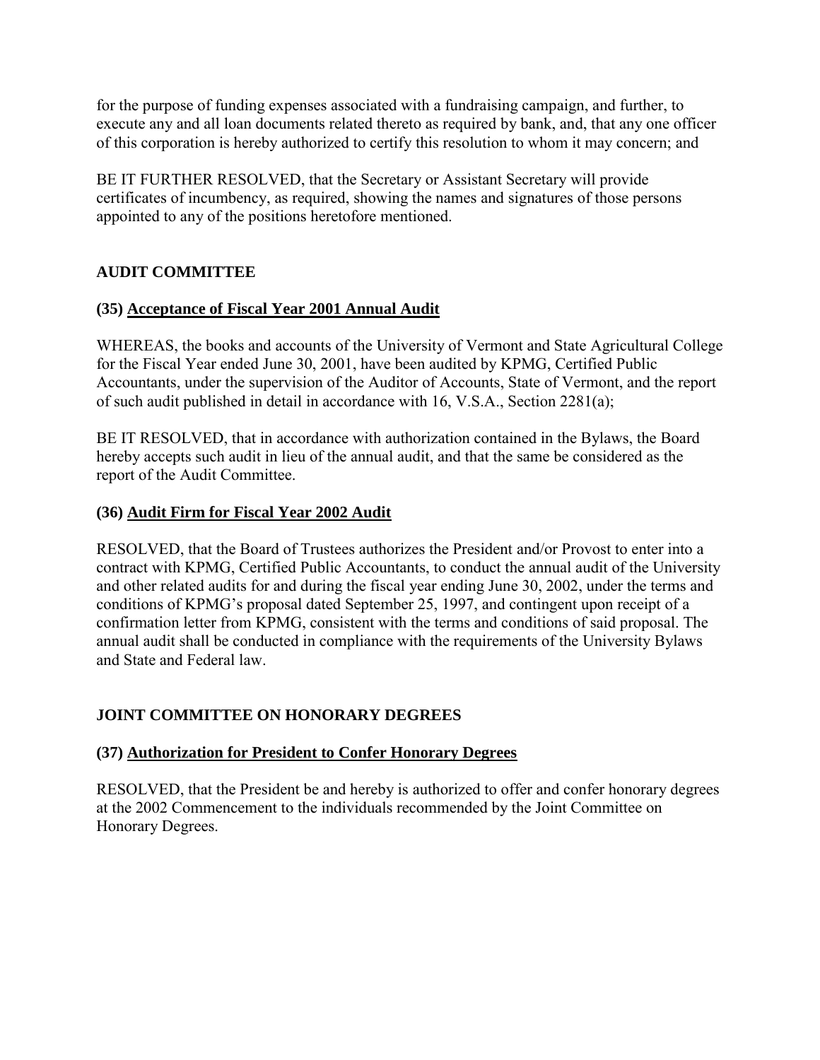for the purpose of funding expenses associated with a fundraising campaign, and further, to execute any and all loan documents related thereto as required by bank, and, that any one officer of this corporation is hereby authorized to certify this resolution to whom it may concern; and

BE IT FURTHER RESOLVED, that the Secretary or Assistant Secretary will provide certificates of incumbency, as required, showing the names and signatures of those persons appointed to any of the positions heretofore mentioned.

## AUDIT COMMITTEE

### (35) Acceptance of Fiscal Year 2001 Annual Audit

WHEREAS, the books and accounts of the University of Vermont and State Agricultural College for the Fiscal Year ended June 30, 2001, have been audited by KPMG, Certified Public Accountants, under the supervision of the Auditor of Accounts, State of Vermont, and the report of such audit published in detail in accordance with 16, V.S.A., Section 2281(a);

BE IT RESOLVED, that in accordance with authorization contained in the Bylaws, the Board hereby accepts such audit in lieu of the annual audit, and that the same be considered as the report of the Audit Committee.

### (36) Audit Firm for Fiscal Year 2002 Audit

RESOLVED, that the Board of Trustees authorizes the President and/or Provost to enter into a contract with KPMG, Certified Public Accountants, to conduct the annual audit of the University and other related audits for and during the fiscal year ending June 30, 2002, under the terms and conditions of KPMG's proposal dated September 25, 1997, and contingent upon receipt of a confirmation letter from KPMG, consistent with the terms and conditions of said proposal. The annual audit shall be conducted in compliance with the requirements of the University Bylaws and State and Federal law.

## JOINT COMMITTEE ON HONORARY DEGREES

### (37) Authorization for President to Confer Honorary Degrees

RESOLVED, that the President be and hereby is authorized to offer and confer honorary degrees at the 2002 Commencement to the individuals recommended by the Joint Committee on Honorary Degrees.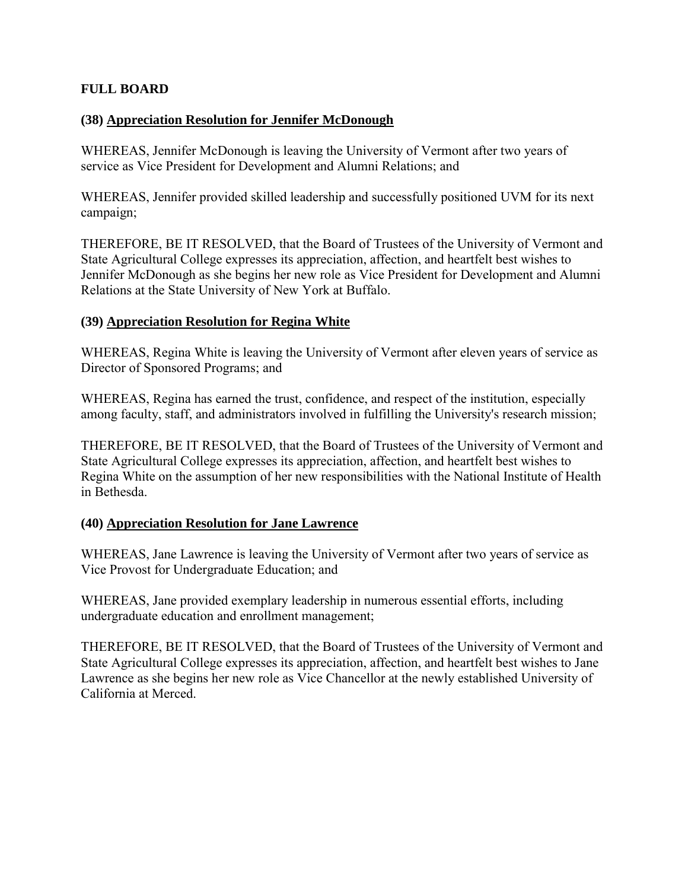**FULL BOARD**

**(38) Appreciation Resolution for Jennifer McDonough**

WHEREAS, Jennifer McDonough is leaving the University of Vermont after two years of service as Vice President for Development and Alumni Relations; and

WHEREAS, Jennifer provided skilled leadership and successfully positioned UVM for its next campaign;

THEREFORE, BE IT RESOLVED, that the Board of Trustees of the University of Vermont and State Agricultural College expresses its appreciation, affection, and heartfelt best wishes to Jennifer McDonough as she begins her new role as Vice President for Development and Alumni Relations at the State University of New York at Buffalo.

**(39) Appreciation Resolution for Regina White**

WHEREAS, Regina White is leaving the University of Vermont after eleven years of service as Director of Sponsored Programs; and

WHEREAS, Regina has earned the trust, confidence, and respect of the institution, especially among faculty, staff, and administrators involved in fulfilling the University's research mission;

THEREFORE, BE IT RESOLVED, that the Board of Trustees of the University of Vermont and State Agricultural College expresses its appreciation, affection, and heartfelt best wishes to Regina White on the assumption of her new responsibilities with the National Institute of Health in Bethesda.

**(40) Appreciation Resolution for Jane Lawrence**

WHEREAS, Jane Lawrence is leaving the University of Vermont after two years of service as Vice Provost for Undergraduate Education; and

WHEREAS, Jane provided exemplary leadership in numerous essential efforts, including undergraduate education and enrollment management;

THEREFORE, BE IT RESOLVED, that the Board of Trustees of the University of Vermont and State Agricultural College expresses its appreciation, affection, and heartfelt best wishes to Jane Lawrence as she begins her new role as Vice Chancellor at the newly established University of California at Merced.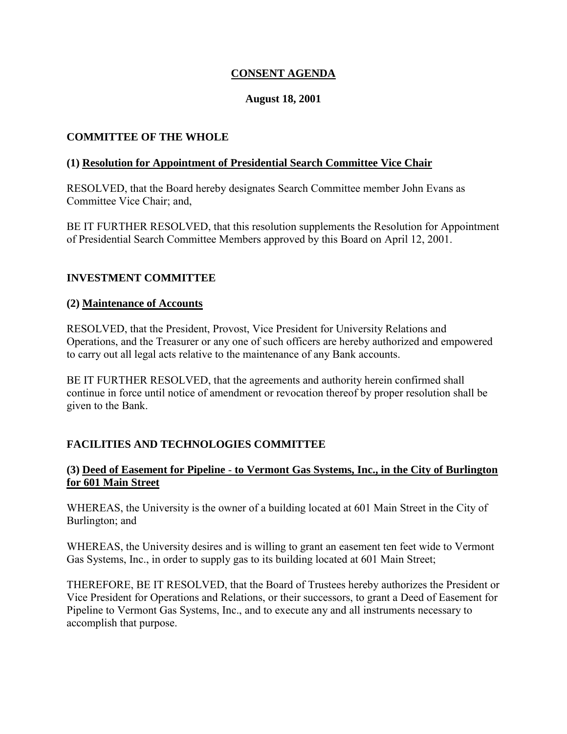# CONSENT AGENDA

**August 18, 2001**

## COMMITTEE OF THE WHOLE

### (1) Resolution for Appointment of Presidential Search Committee Vice Chair

RESOLVED, that the Board hereby designates Search Committee member John Evans as Committee Vice Chair; and,

BE IT FURTHER RESOLVED, that this resolution supplements the Resolution for Appointment of Presidential Search Committee Members approved by this Board on April 12, 2001.

## INVESTMENT COMMITTEE

### (2) Maintenance of Accounts

RESOLVED, that the President, Provost, Vice President for University Relations and Operations, and the Treasurer or any one of such officers are hereby authorized and empowered to carry out all legal acts relative to the maintenance of any Bank accounts.

BE IT FURTHER RESOLVED, that the agreements and authority herein confirmed shall continue in force until notice of amendment or revocation thereof by proper resolution shall be given to the Bank.

## FACILITIES AND TECHNOLOGIES COMMITTEE

### (3) Deed of Easement for Pipeline - to Vermont Gas Systems, Inc., in the City of Burlington for 601 Main Street

WHEREAS, the University is the owner of a building located at 601 Main Street in the City of Burlington; and

WHEREAS, the University desires and is willing to grant an easement ten feet wide to Vermont Gas Systems, Inc., in order to supply gas to its building located at 601 Main Street;

THEREFORE, BE IT RESOLVED, that the Board of Trustees hereby authorizes the President or Vice President for Operations and Relations, or their successors, to grant a Deed of Easement for Pipeline to Vermont Gas Systems, Inc., and to execute any and all instruments necessary to accomplish that purpose.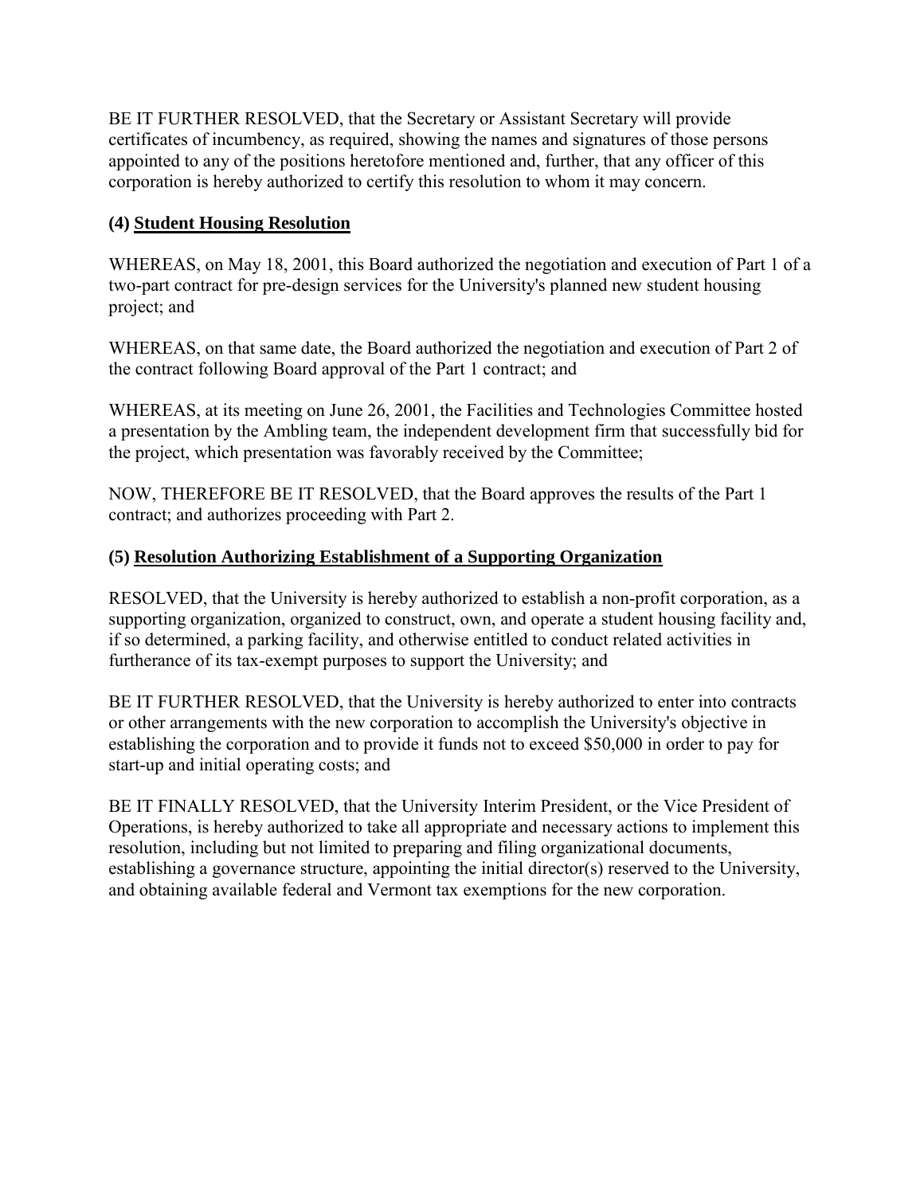BE IT FURTHER RESOLVED, that the Secretary or Assistant Secretary will provide certificates of incumbency, as required, showing the names and signatures of those persons appointed to any of the positions heretofore mentioned and, further, that any officer of this corporation is hereby authorized to certify this resolution to whom it may concern.

### (4) Student Housing Resolution

WHEREAS, on May 18, 2001, this Board authorized the negotiation and execution of Part 1 of a two-part contract for pre-design services for the University's planned new student housing project; and

WHEREAS, on that same date, the Board authorized the negotiation and execution of Part 2 of the contract following Board approval of the Part 1 contract; and

WHEREAS, at its meeting on June 26, 2001, the Facilities and Technologies Committee hosted a presentation by the Ambling team, the independent development firm that successfully bid for the project, which presentation was favorably received by the Committee;

NOW, THEREFORE BE IT RESOLVED, that the Board approves the results of the Part 1 contract; and authorizes proceeding with Part 2.

### (5) Resolution Authorizing Establishment of a Supporting Organization

RESOLVED, that the University is hereby authorized to establish a non-profit corporation, as a supporting organization, organized to construct, own, and operate a student housing facility and, if so determined, a parking facility, and otherwise entitled to conduct related activities in furtherance of its tax-exempt purposes to support the University; and

BE IT FURTHER RESOLVED, that the University is hereby authorized to enter into contracts or other arrangements with the new corporation to accomplish the University's objective in establishing the corporation and to provide it funds not to exceed $50,000 in order to pay for start-up and initial operating costs; and

BE IT FINALLY RESOLVED, that the University Interim President, or the Vice President of Operations, is hereby authorized to take all appropriate and necessary actions to implement this resolution, including but not limited to preparing and filing organizational documents, establishing a governance structure, appointing the initial director(s) reserved to the University, and obtaining available federal and Vermont tax exemptions for the new corporation.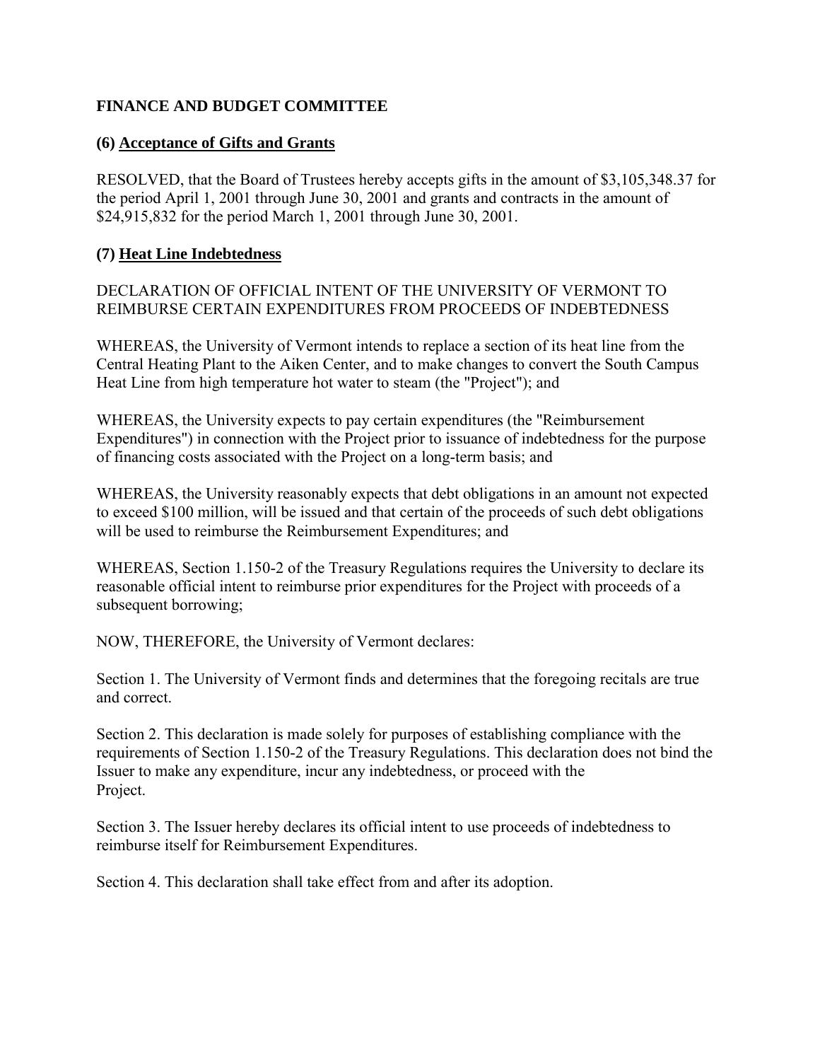**FINANCE AND BUDGET COMMITTEE**

**(6) Acceptance of Gifts and Grants**

RESOLVED, that the Board of Trustees hereby accepts gifts in the amount of $3,105,348.37 for the period April 1, 2001 through June 30, 2001 and grants and contracts in the amount of $24,915,832 for the period March 1, 2001 through June 30, 2001.

**(7) Heat Line Indebtedness**

DECLARATION OF OFFICIAL INTENT OF THE UNIVERSITY OF VERMONT TO REIMBURSE CERTAIN EXPENDITURES FROM PROCEEDS OF INDEBTEDNESS

WHEREAS, the University of Vermont intends to replace a section of its heat line from the Central Heating Plant to the Aiken Center, and to make changes to convert the South Campus Heat Line from high temperature hot water to steam (the "Project"); and

WHEREAS, the University expects to pay certain expenditures (the "Reimbursement Expenditures") in connection with the Project prior to issuance of indebtedness for the purpose of financing costs associated with the Project on a long-term basis; and

WHEREAS, the University reasonably expects that debt obligations in an amount not expected to exceed $100 million, will be issued and that certain of the proceeds of such debt obligations will be used to reimburse the Reimbursement Expenditures; and

WHEREAS, Section 1.150-2 of the Treasury Regulations requires the University to declare its reasonable official intent to reimburse prior expenditures for the Project with proceeds of a subsequent borrowing;

NOW, THEREFORE, the University of Vermont declares:

Section 1. The University of Vermont finds and determines that the foregoing recitals are true and correct.

Section 2. This declaration is made solely for purposes of establishing compliance with the requirements of Section 1.150-2 of the Treasury Regulations. This declaration does not bind the Issuer to make any expenditure, incur any indebtedness, or proceed with the Project.

Section 3. The Issuer hereby declares its official intent to use proceeds of indebtedness to reimburse itself for Reimbursement Expenditures.

Section 4. This declaration shall take effect from and after its adoption.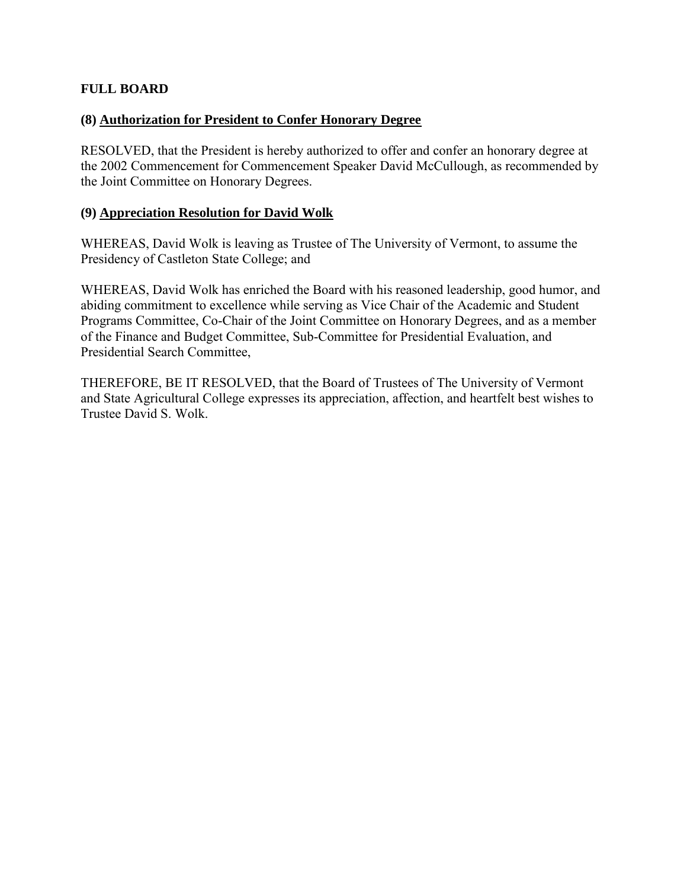## FULL BOARD

### (8) Authorization for President to Confer Honorary Degree

RESOLVED, that the President is hereby authorized to offer and confer an honorary degree at the 2002 Commencement for Commencement Speaker David McCullough, as recommended by the Joint Committee on Honorary Degrees.

### (9) Appreciation Resolution for David Wolk

WHEREAS, David Wolk is leaving as Trustee of The University of Vermont, to assume the Presidency of Castleton State College; and

WHEREAS, David Wolk has enriched the Board with his reasoned leadership, good humor, and abiding commitment to excellence while serving as Vice Chair of the Academic and Student Programs Committee, Co-Chair of the Joint Committee on Honorary Degrees, and as a member of the Finance and Budget Committee, Sub-Committee for Presidential Evaluation, and Presidential Search Committee,

THEREFORE, BE IT RESOLVED, that the Board of Trustees of The University of Vermont and State Agricultural College expresses its appreciation, affection, and heartfelt best wishes to Trustee David S. Wolk.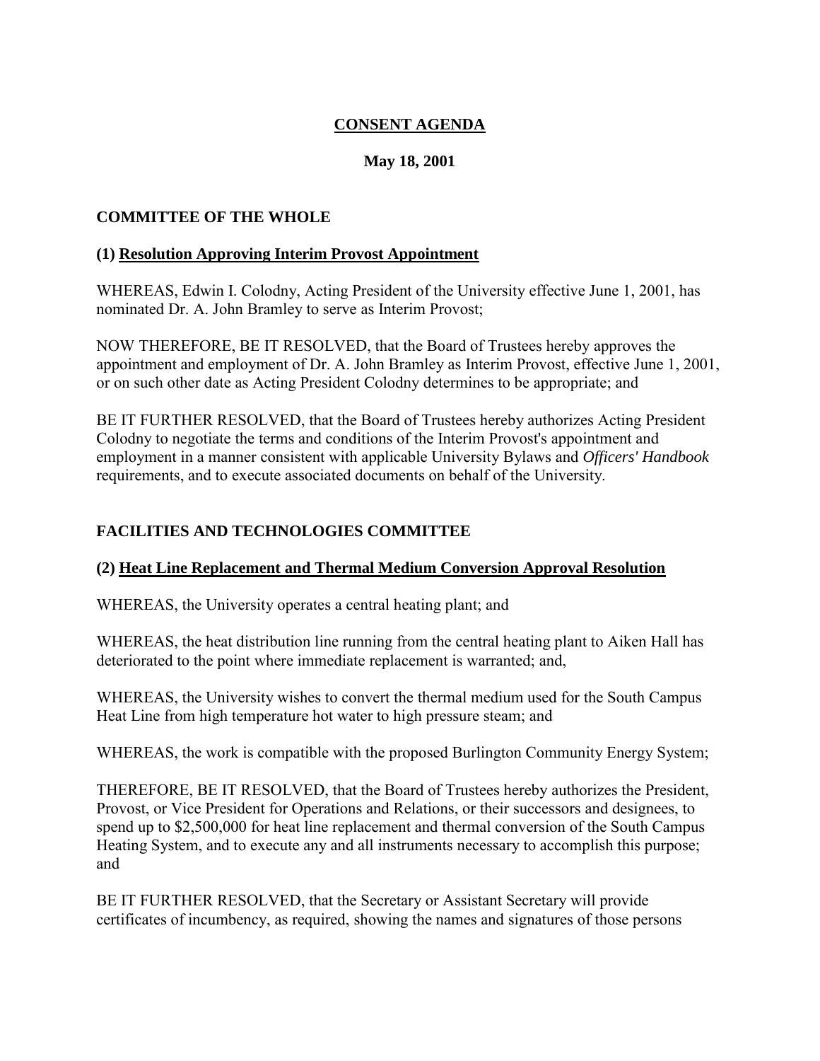# CONSENT AGENDA

**May 18, 2001**

## COMMITTEE OF THE WHOLE

### (1) Resolution Approving Interim Provost Appointment

WHEREAS, Edwin I. Colodny, Acting President of the University effective June 1, 2001, has nominated Dr. A. John Bramley to serve as Interim Provost;

NOW THEREFORE, BE IT RESOLVED, that the Board of Trustees hereby approves the appointment and employment of Dr. A. John Bramley as Interim Provost, effective June 1, 2001, or on such other date as Acting President Colodny determines to be appropriate; and

BE IT FURTHER RESOLVED, that the Board of Trustees hereby authorizes Acting President Colodny to negotiate the terms and conditions of the Interim Provost's appointment and employment in a manner consistent with applicable University Bylaws and *Officers' Handbook* requirements, and to execute associated documents on behalf of the University.

## FACILITIES AND TECHNOLOGIES COMMITTEE

### (2) Heat Line Replacement and Thermal Medium Conversion Approval Resolution

WHEREAS, the University operates a central heating plant; and

WHEREAS, the heat distribution line running from the central heating plant to Aiken Hall has deteriorated to the point where immediate replacement is warranted; and,

WHEREAS, the University wishes to convert the thermal medium used for the South Campus Heat Line from high temperature hot water to high pressure steam; and

WHEREAS, the work is compatible with the proposed Burlington Community Energy System;

THEREFORE, BE IT RESOLVED, that the Board of Trustees hereby authorizes the President, Provost, or Vice President for Operations and Relations, or their successors and designees, to spend up to $2,500,000 for heat line replacement and thermal conversion of the South Campus Heating System, and to execute any and all instruments necessary to accomplish this purpose; and

BE IT FURTHER RESOLVED, that the Secretary or Assistant Secretary will provide certificates of incumbency, as required, showing the names and signatures of those persons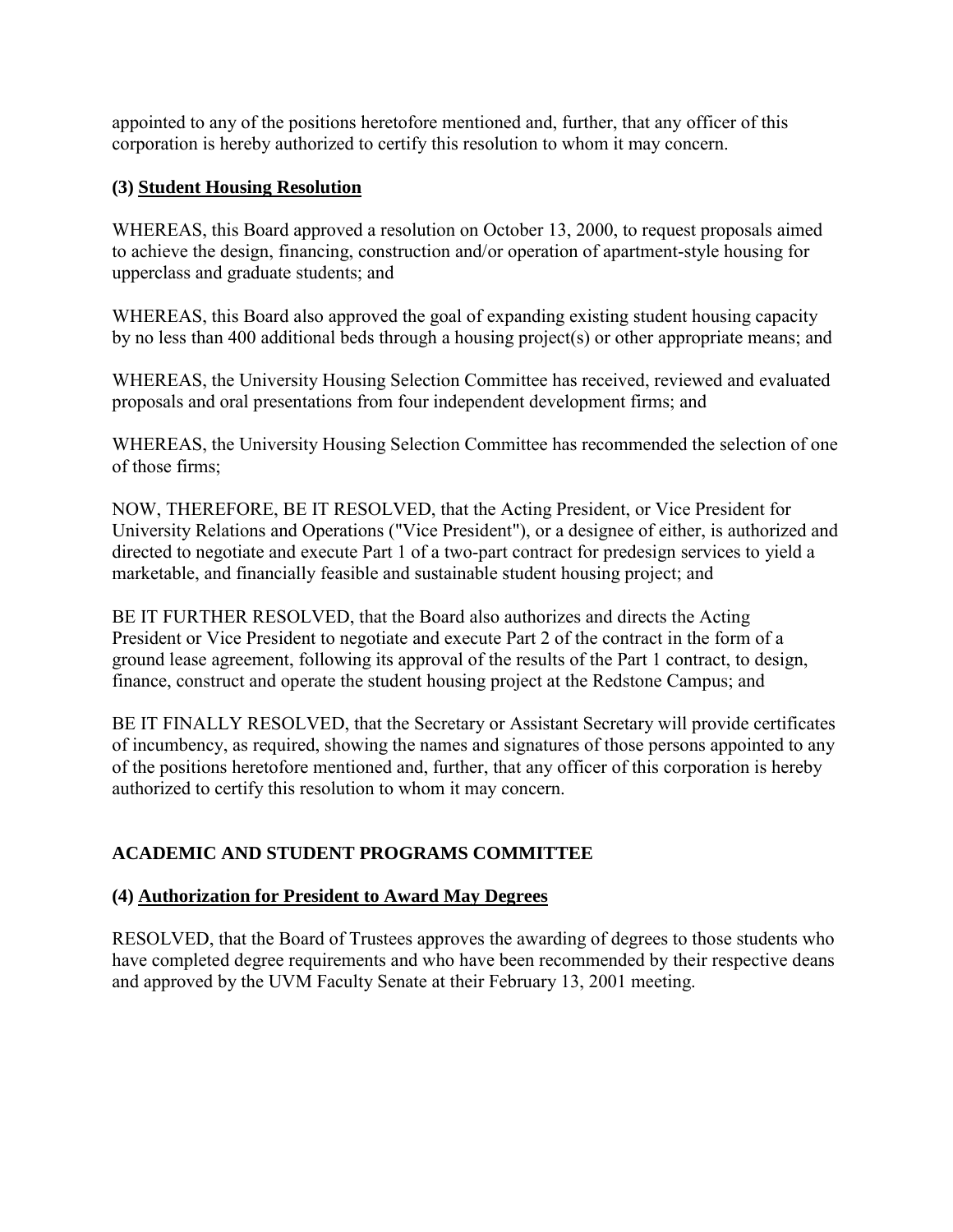appointed to any of the positions heretofore mentioned and, further, that any officer of this corporation is hereby authorized to certify this resolution to whom it may concern.

### (3) <u>Student Housing Resolution</u>

WHEREAS, this Board approved a resolution on October 13, 2000, to request proposals aimed to achieve the design, financing, construction and/or operation of apartment-style housing for upperclass and graduate students; and

WHEREAS, this Board also approved the goal of expanding existing student housing capacity by no less than 400 additional beds through a housing project(s) or other appropriate means; and

WHEREAS, the University Housing Selection Committee has received, reviewed and evaluated proposals and oral presentations from four independent development firms; and

WHEREAS, the University Housing Selection Committee has recommended the selection of one of those firms;

NOW, THEREFORE, BE IT RESOLVED, that the Acting President, or Vice President for University Relations and Operations ("Vice President"), or a designee of either, is authorized and directed to negotiate and execute Part 1 of a two-part contract for predesign services to yield a marketable, and financially feasible and sustainable student housing project; and

BE IT FURTHER RESOLVED, that the Board also authorizes and directs the Acting President or Vice President to negotiate and execute Part 2 of the contract in the form of a ground lease agreement, following its approval of the results of the Part 1 contract, to design, finance, construct and operate the student housing project at the Redstone Campus; and

BE IT FINALLY RESOLVED, that the Secretary or Assistant Secretary will provide certificates of incumbency, as required, showing the names and signatures of those persons appointed to any of the positions heretofore mentioned and, further, that any officer of this corporation is hereby authorized to certify this resolution to whom it may concern.

## ACADEMIC AND STUDENT PROGRAMS COMMITTEE

### (4) <u>Authorization for President to Award May Degrees</u>

RESOLVED, that the Board of Trustees approves the awarding of degrees to those students who have completed degree requirements and who have been recommended by their respective deans and approved by the UVM Faculty Senate at their February 13, 2001 meeting.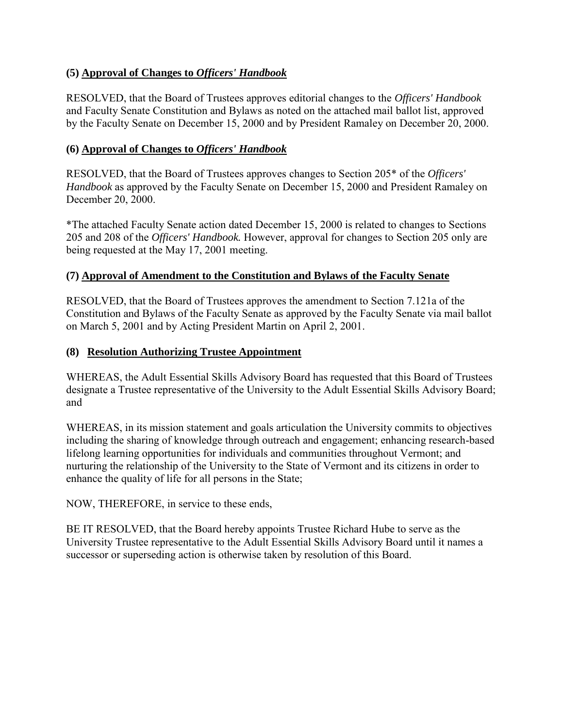### (5) **Approval of Changes to *Officers' Handbook***

RESOLVED, that the Board of Trustees approves editorial changes to the *Officers' Handbook* and Faculty Senate Constitution and Bylaws as noted on the attached mail ballot list, approved by the Faculty Senate on December 15, 2000 and by President Ramaley on December 20, 2000.

### (6) **Approval of Changes to *Officers' Handbook***

RESOLVED, that the Board of Trustees approves changes to Section 205* of the *Officers' Handbook* as approved by the Faculty Senate on December 15, 2000 and President Ramaley on December 20, 2000.

*The attached Faculty Senate action dated December 15, 2000 is related to changes to Sections 205 and 208 of the *Officers' Handbook.* However, approval for changes to Section 205 only are being requested at the May 17, 2001 meeting.

### (7) **Approval of Amendment to the Constitution and Bylaws of the Faculty Senate**

RESOLVED, that the Board of Trustees approves the amendment to Section 7.121a of the Constitution and Bylaws of the Faculty Senate as approved by the Faculty Senate via mail ballot on March 5, 2001 and by Acting President Martin on April 2, 2001.

### (8) **Resolution Authorizing Trustee Appointment**

WHEREAS, the Adult Essential Skills Advisory Board has requested that this Board of Trustees designate a Trustee representative of the University to the Adult Essential Skills Advisory Board; and

WHEREAS, in its mission statement and goals articulation the University commits to objectives including the sharing of knowledge through outreach and engagement; enhancing research-based lifelong learning opportunities for individuals and communities throughout Vermont; and nurturing the relationship of the University to the State of Vermont and its citizens in order to enhance the quality of life for all persons in the State;

NOW, THEREFORE, in service to these ends,

BE IT RESOLVED, that the Board hereby appoints Trustee Richard Hube to serve as the University Trustee representative to the Adult Essential Skills Advisory Board until it names a successor or superseding action is otherwise taken by resolution of this Board.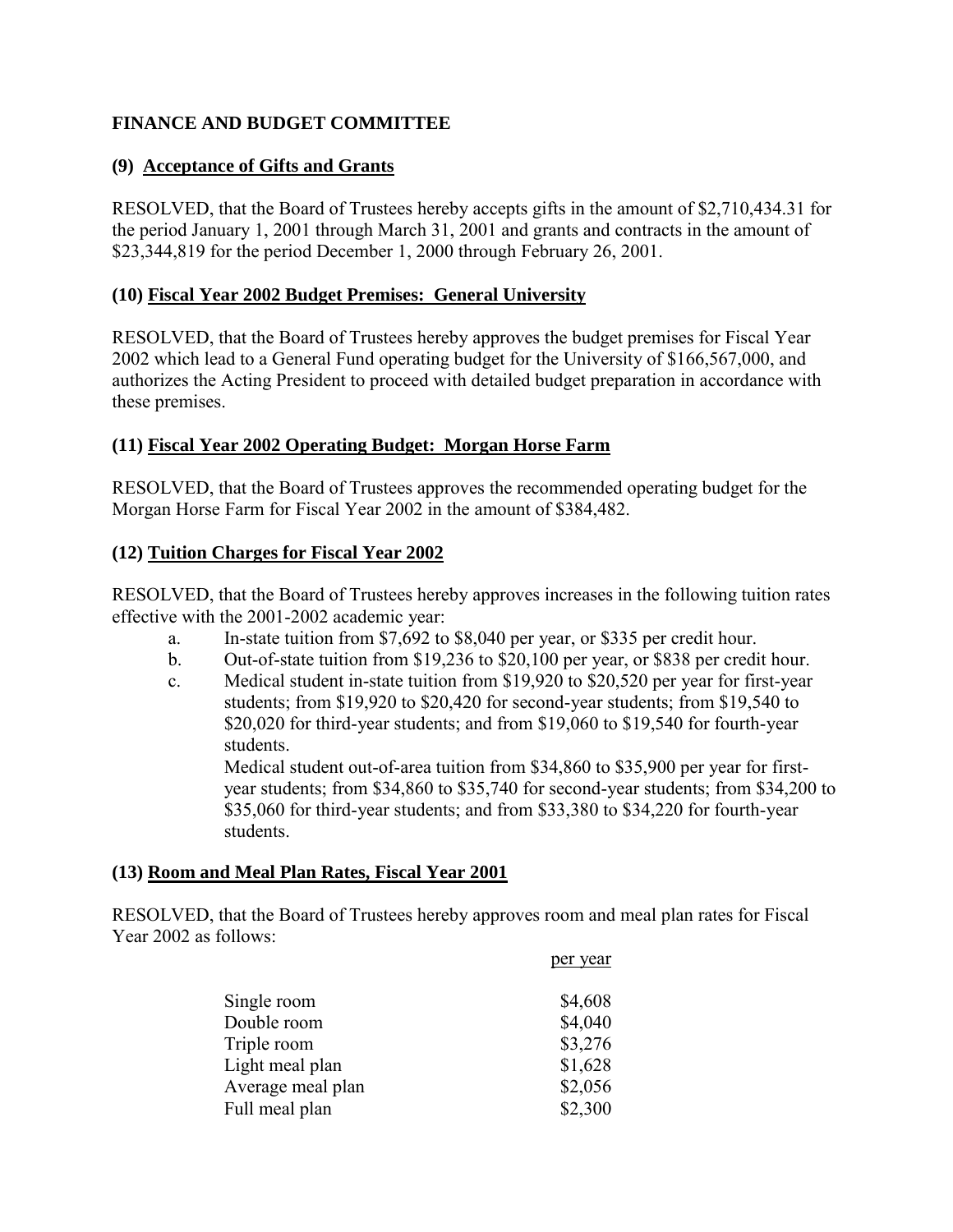**FINANCE AND BUDGET COMMITTEE**

**(9) Acceptance of Gifts and Grants**

RESOLVED, that the Board of Trustees hereby accepts gifts in the amount of $2,710,434.31 for the period January 1, 2001 through March 31, 2001 and grants and contracts in the amount of $23,344,819 for the period December 1, 2000 through February 26, 2001.

**(10) Fiscal Year 2002 Budget Premises: General University**

RESOLVED, that the Board of Trustees hereby approves the budget premises for Fiscal Year 2002 which lead to a General Fund operating budget for the University of $166,567,000, and authorizes the Acting President to proceed with detailed budget preparation in accordance with these premises.

**(11) Fiscal Year 2002 Operating Budget: Morgan Horse Farm**

RESOLVED, that the Board of Trustees approves the recommended operating budget for the Morgan Horse Farm for Fiscal Year 2002 in the amount of $384,482.

**(12) Tuition Charges for Fiscal Year 2002**

RESOLVED, that the Board of Trustees hereby approves increases in the following tuition rates effective with the 2001-2002 academic year:

a. In-state tuition from $7,692 to $8,040 per year, or $335 per credit hour.

b. Out-of-state tuition from $19,236 to $20,100 per year, or $838 per credit hour.

c. Medical student in-state tuition from $19,920 to $20,520 per year for first-year students; from $19,920 to $20,420 for second-year students; from $19,540 to $20,020 for third-year students; and from $19,060 to $19,540 for fourth-year students.

   Medical student out-of-area tuition from $34,860 to $35,900 per year for first-year students; from $34,860 to $35,740 for second-year students; from $34,200 to $35,060 for third-year students; and from $33,380 to $34,220 for fourth-year students.

**(13) Room and Meal Plan Rates, Fiscal Year 2001**

RESOLVED, that the Board of Trustees hereby approves room and meal plan rates for Fiscal Year 2002 as follows:

| | per year |
|---|---|
| Single room | $4,608 |
| Double room | $4,040 |
| Triple room | $3,276 |
| Light meal plan | $1,628 |
| Average meal plan | $2,056 |
| Full meal plan | $2,300 |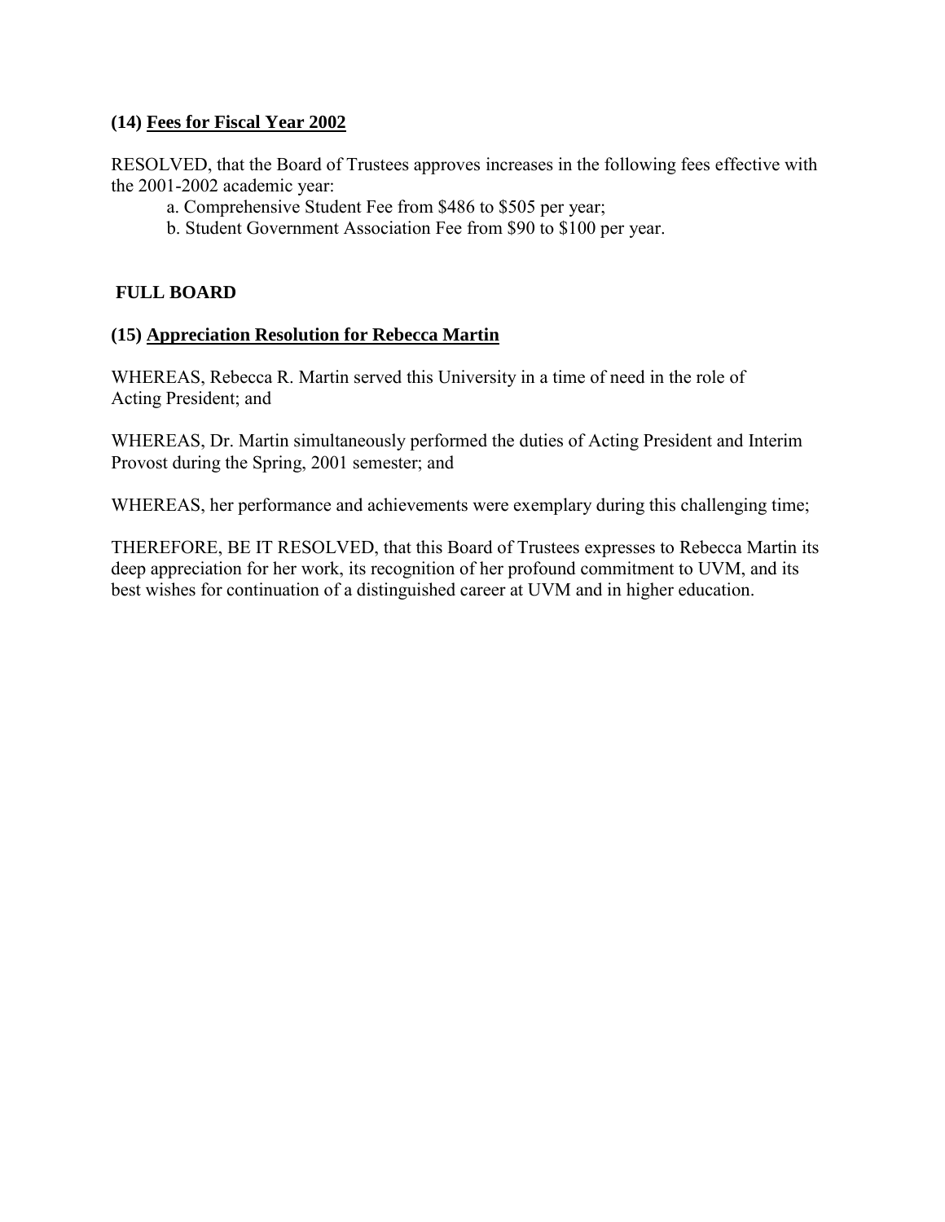**(14) Fees for Fiscal Year 2002**

RESOLVED, that the Board of Trustees approves increases in the following fees effective with the 2001-2002 academic year:

a. Comprehensive Student Fee from $486 to $505 per year;

b. Student Government Association Fee from $90 to $100 per year.

**FULL BOARD**

**(15) Appreciation Resolution for Rebecca Martin**

WHEREAS, Rebecca R. Martin served this University in a time of need in the role of Acting President; and

WHEREAS, Dr. Martin simultaneously performed the duties of Acting President and Interim Provost during the Spring, 2001 semester; and

WHEREAS, her performance and achievements were exemplary during this challenging time;

THEREFORE, BE IT RESOLVED, that this Board of Trustees expresses to Rebecca Martin its deep appreciation for her work, its recognition of her profound commitment to UVM, and its best wishes for continuation of a distinguished career at UVM and in higher education.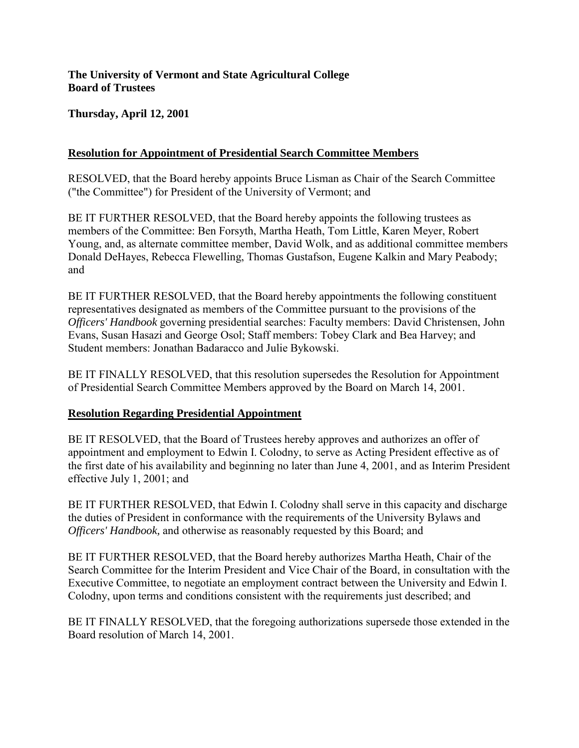**The University of Vermont and State Agricultural College**
**Board of Trustees**

**Thursday, April 12, 2001**

## Resolution for Appointment of Presidential Search Committee Members

RESOLVED, that the Board hereby appoints Bruce Lisman as Chair of the Search Committee ("the Committee") for President of the University of Vermont; and

BE IT FURTHER RESOLVED, that the Board hereby appoints the following trustees as members of the Committee: Ben Forsyth, Martha Heath, Tom Little, Karen Meyer, Robert Young, and, as alternate committee member, David Wolk, and as additional committee members Donald DeHayes, Rebecca Flewelling, Thomas Gustafson, Eugene Kalkin and Mary Peabody; and

BE IT FURTHER RESOLVED, that the Board hereby appointments the following constituent representatives designated as members of the Committee pursuant to the provisions of the *Officers' Handbook* governing presidential searches: Faculty members: David Christensen, John Evans, Susan Hasazi and George Osol; Staff members: Tobey Clark and Bea Harvey; and Student members: Jonathan Badaracco and Julie Bykowski.

BE IT FINALLY RESOLVED, that this resolution supersedes the Resolution for Appointment of Presidential Search Committee Members approved by the Board on March 14, 2001.

## Resolution Regarding Presidential Appointment

BE IT RESOLVED, that the Board of Trustees hereby approves and authorizes an offer of appointment and employment to Edwin I. Colodny, to serve as Acting President effective as of the first date of his availability and beginning no later than June 4, 2001, and as Interim President effective July 1, 2001; and

BE IT FURTHER RESOLVED, that Edwin I. Colodny shall serve in this capacity and discharge the duties of President in conformance with the requirements of the University Bylaws and *Officers' Handbook,* and otherwise as reasonably requested by this Board; and

BE IT FURTHER RESOLVED, that the Board hereby authorizes Martha Heath, Chair of the Search Committee for the Interim President and Vice Chair of the Board, in consultation with the Executive Committee, to negotiate an employment contract between the University and Edwin I. Colodny, upon terms and conditions consistent with the requirements just described; and

BE IT FINALLY RESOLVED, that the foregoing authorizations supersede those extended in the Board resolution of March 14, 2001.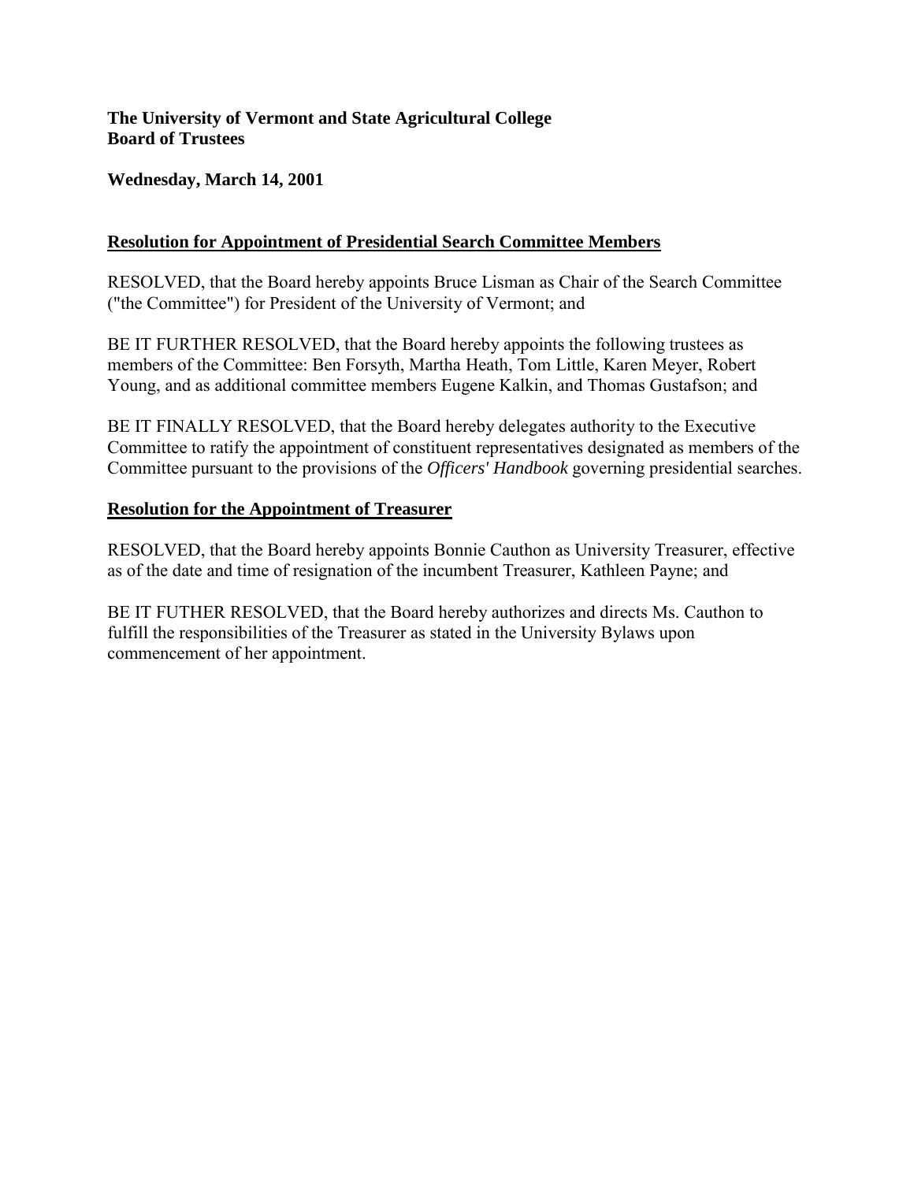**The University of Vermont and State Agricultural College**
**Board of Trustees**

**Wednesday, March 14, 2001**

## Resolution for Appointment of Presidential Search Committee Members

RESOLVED, that the Board hereby appoints Bruce Lisman as Chair of the Search Committee ("the Committee") for President of the University of Vermont; and

BE IT FURTHER RESOLVED, that the Board hereby appoints the following trustees as members of the Committee: Ben Forsyth, Martha Heath, Tom Little, Karen Meyer, Robert Young, and as additional committee members Eugene Kalkin, and Thomas Gustafson; and

BE IT FINALLY RESOLVED, that the Board hereby delegates authority to the Executive Committee to ratify the appointment of constituent representatives designated as members of the Committee pursuant to the provisions of the *Officers' Handbook* governing presidential searches.

## Resolution for the Appointment of Treasurer

RESOLVED, that the Board hereby appoints Bonnie Cauthon as University Treasurer, effective as of the date and time of resignation of the incumbent Treasurer, Kathleen Payne; and

BE IT FUTHER RESOLVED, that the Board hereby authorizes and directs Ms. Cauthon to fulfill the responsibilities of the Treasurer as stated in the University Bylaws upon commencement of her appointment.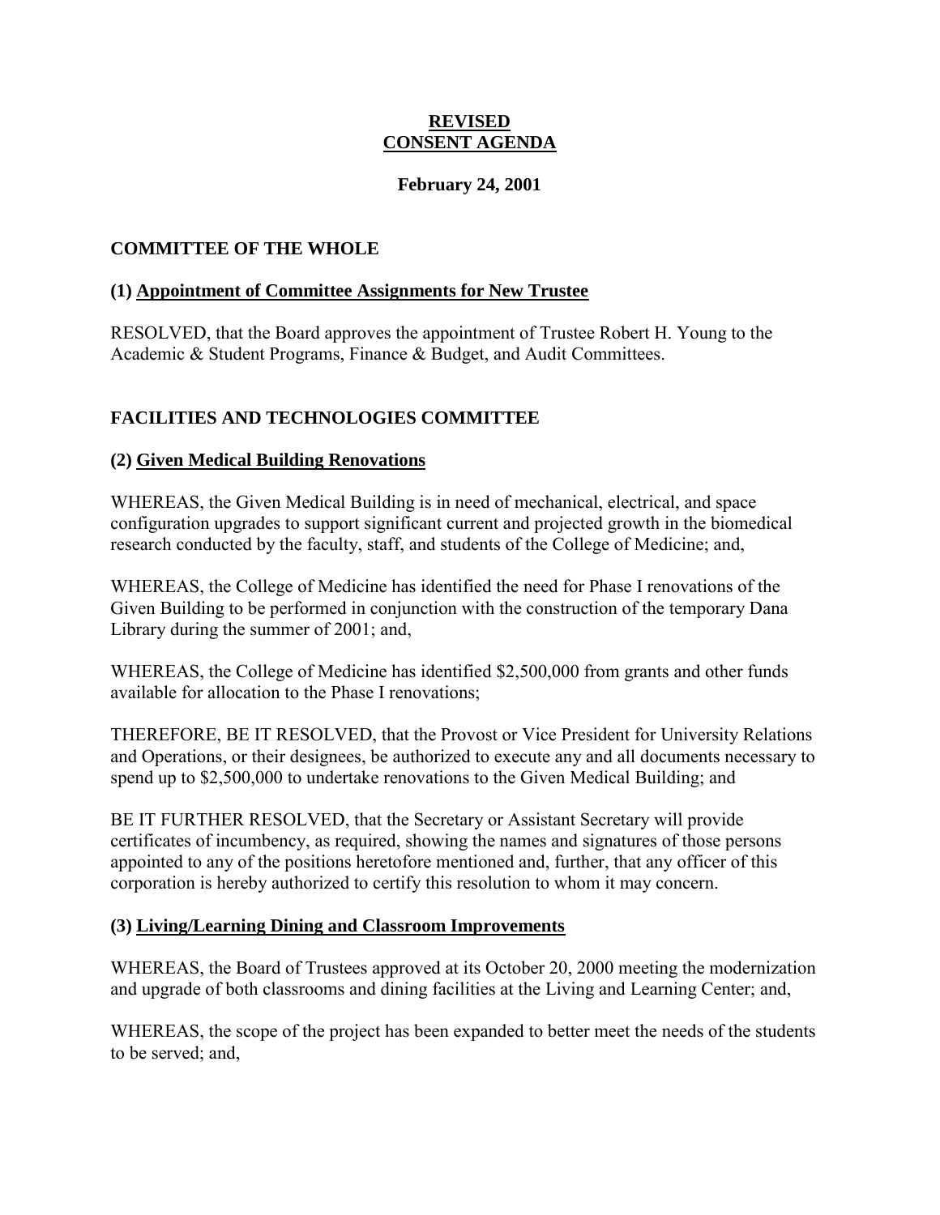**REVISED**
**CONSENT AGENDA**

**February 24, 2001**

## COMMITTEE OF THE WHOLE

### (1) Appointment of Committee Assignments for New Trustee

RESOLVED, that the Board approves the appointment of Trustee Robert H. Young to the Academic & Student Programs, Finance & Budget, and Audit Committees.

## FACILITIES AND TECHNOLOGIES COMMITTEE

### (2) Given Medical Building Renovations

WHEREAS, the Given Medical Building is in need of mechanical, electrical, and space configuration upgrades to support significant current and projected growth in the biomedical research conducted by the faculty, staff, and students of the College of Medicine; and,

WHEREAS, the College of Medicine has identified the need for Phase I renovations of the Given Building to be performed in conjunction with the construction of the temporary Dana Library during the summer of 2001; and,

WHEREAS, the College of Medicine has identified $2,500,000 from grants and other funds available for allocation to the Phase I renovations;

THEREFORE, BE IT RESOLVED, that the Provost or Vice President for University Relations and Operations, or their designees, be authorized to execute any and all documents necessary to spend up to $2,500,000 to undertake renovations to the Given Medical Building; and

BE IT FURTHER RESOLVED, that the Secretary or Assistant Secretary will provide certificates of incumbency, as required, showing the names and signatures of those persons appointed to any of the positions heretofore mentioned and, further, that any officer of this corporation is hereby authorized to certify this resolution to whom it may concern.

### (3) Living/Learning Dining and Classroom Improvements

WHEREAS, the Board of Trustees approved at its October 20, 2000 meeting the modernization and upgrade of both classrooms and dining facilities at the Living and Learning Center; and,

WHEREAS, the scope of the project has been expanded to better meet the needs of the students to be served; and,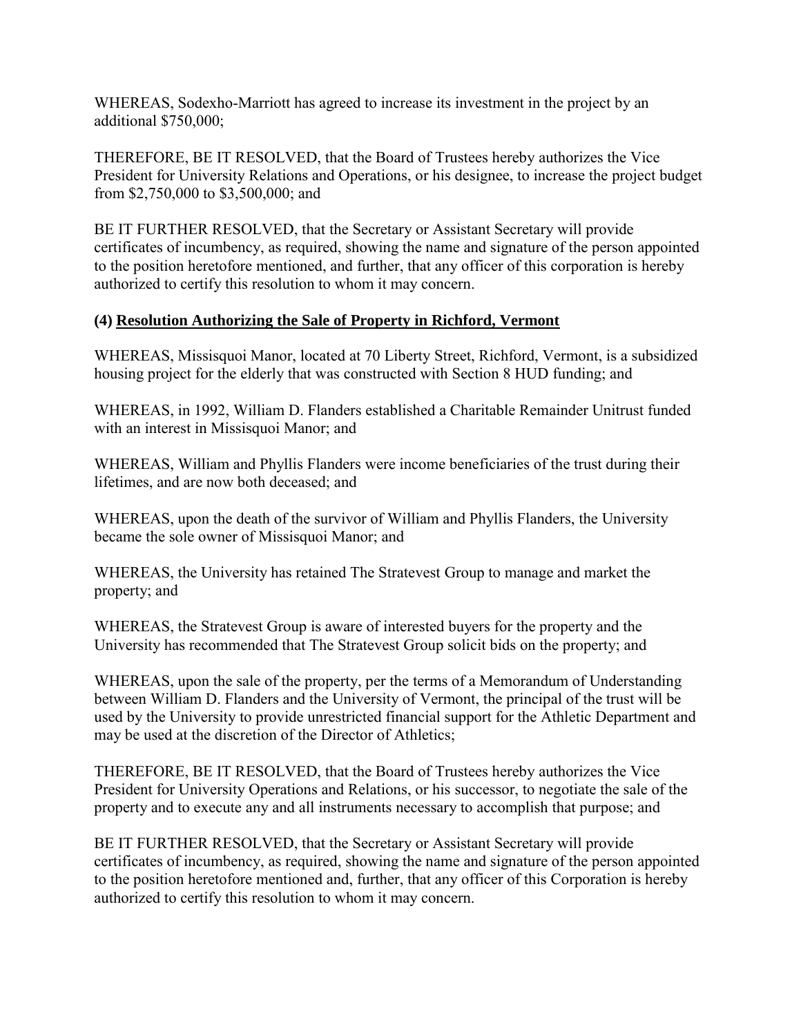WHEREAS, Sodexho-Marriott has agreed to increase its investment in the project by an additional $750,000;

THEREFORE, BE IT RESOLVED, that the Board of Trustees hereby authorizes the Vice President for University Relations and Operations, or his designee, to increase the project budget from $2,750,000 to $3,500,000; and

BE IT FURTHER RESOLVED, that the Secretary or Assistant Secretary will provide certificates of incumbency, as required, showing the name and signature of the person appointed to the position heretofore mentioned, and further, that any officer of this corporation is hereby authorized to certify this resolution to whom it may concern.

### (4) **Resolution Authorizing the Sale of Property in Richford, Vermont**

WHEREAS, Missisquoi Manor, located at 70 Liberty Street, Richford, Vermont, is a subsidized housing project for the elderly that was constructed with Section 8 HUD funding; and

WHEREAS, in 1992, William D. Flanders established a Charitable Remainder Unitrust funded with an interest in Missisquoi Manor; and

WHEREAS, William and Phyllis Flanders were income beneficiaries of the trust during their lifetimes, and are now both deceased; and

WHEREAS, upon the death of the survivor of William and Phyllis Flanders, the University became the sole owner of Missisquoi Manor; and

WHEREAS, the University has retained The Stratevest Group to manage and market the property; and

WHEREAS, the Stratevest Group is aware of interested buyers for the property and the University has recommended that The Stratevest Group solicit bids on the property; and

WHEREAS, upon the sale of the property, per the terms of a Memorandum of Understanding between William D. Flanders and the University of Vermont, the principal of the trust will be used by the University to provide unrestricted financial support for the Athletic Department and may be used at the discretion of the Director of Athletics;

THEREFORE, BE IT RESOLVED, that the Board of Trustees hereby authorizes the Vice President for University Operations and Relations, or his successor, to negotiate the sale of the property and to execute any and all instruments necessary to accomplish that purpose; and

BE IT FURTHER RESOLVED, that the Secretary or Assistant Secretary will provide certificates of incumbency, as required, showing the name and signature of the person appointed to the position heretofore mentioned and, further, that any officer of this Corporation is hereby authorized to certify this resolution to whom it may concern.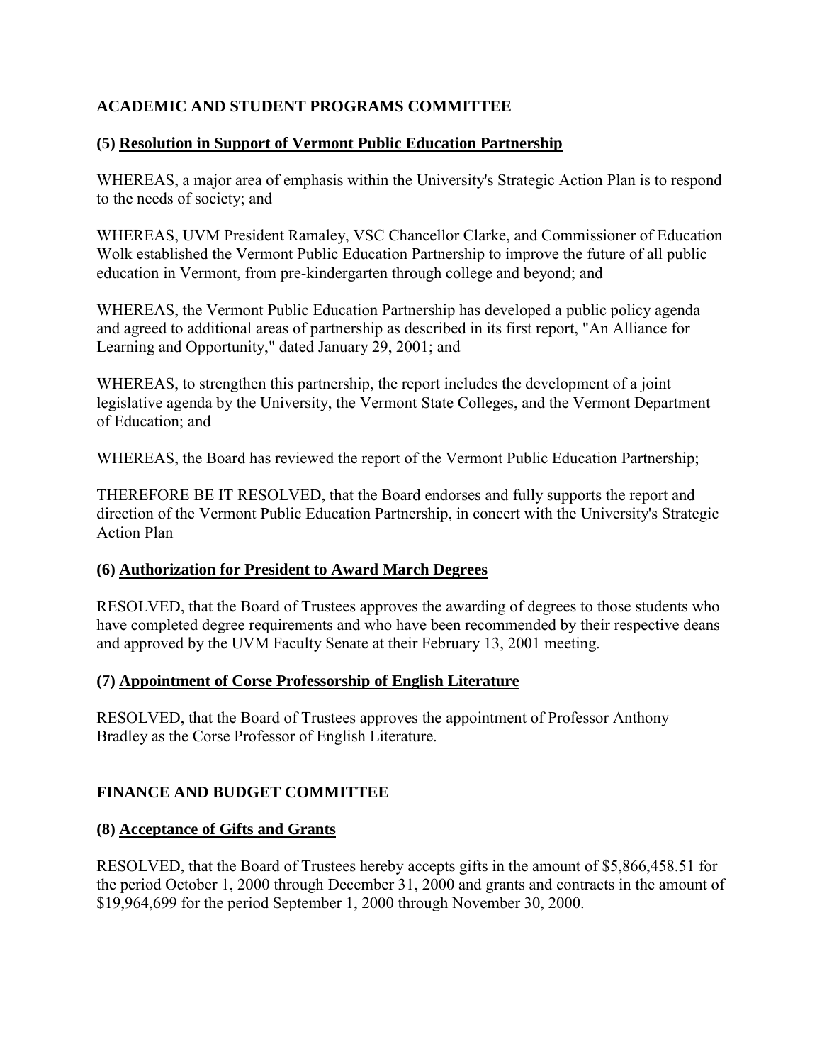## ACADEMIC AND STUDENT PROGRAMS COMMITTEE

### (5) <u>Resolution in Support of Vermont Public Education Partnership</u>

WHEREAS, a major area of emphasis within the University's Strategic Action Plan is to respond to the needs of society; and

WHEREAS, UVM President Ramaley, VSC Chancellor Clarke, and Commissioner of Education Wolk established the Vermont Public Education Partnership to improve the future of all public education in Vermont, from pre-kindergarten through college and beyond; and

WHEREAS, the Vermont Public Education Partnership has developed a public policy agenda and agreed to additional areas of partnership as described in its first report, "An Alliance for Learning and Opportunity," dated January 29, 2001; and

WHEREAS, to strengthen this partnership, the report includes the development of a joint legislative agenda by the University, the Vermont State Colleges, and the Vermont Department of Education; and

WHEREAS, the Board has reviewed the report of the Vermont Public Education Partnership;

THEREFORE BE IT RESOLVED, that the Board endorses and fully supports the report and direction of the Vermont Public Education Partnership, in concert with the University's Strategic Action Plan

### (6) <u>Authorization for President to Award March Degrees</u>

RESOLVED, that the Board of Trustees approves the awarding of degrees to those students who have completed degree requirements and who have been recommended by their respective deans and approved by the UVM Faculty Senate at their February 13, 2001 meeting.

### (7) <u>Appointment of Corse Professorship of English Literature</u>

RESOLVED, that the Board of Trustees approves the appointment of Professor Anthony Bradley as the Corse Professor of English Literature.

## FINANCE AND BUDGET COMMITTEE

### (8) <u>Acceptance of Gifts and Grants</u>

RESOLVED, that the Board of Trustees hereby accepts gifts in the amount of $5,866,458.51 for the period October 1, 2000 through December 31, 2000 and grants and contracts in the amount of $19,964,699 for the period September 1, 2000 through November 30, 2000.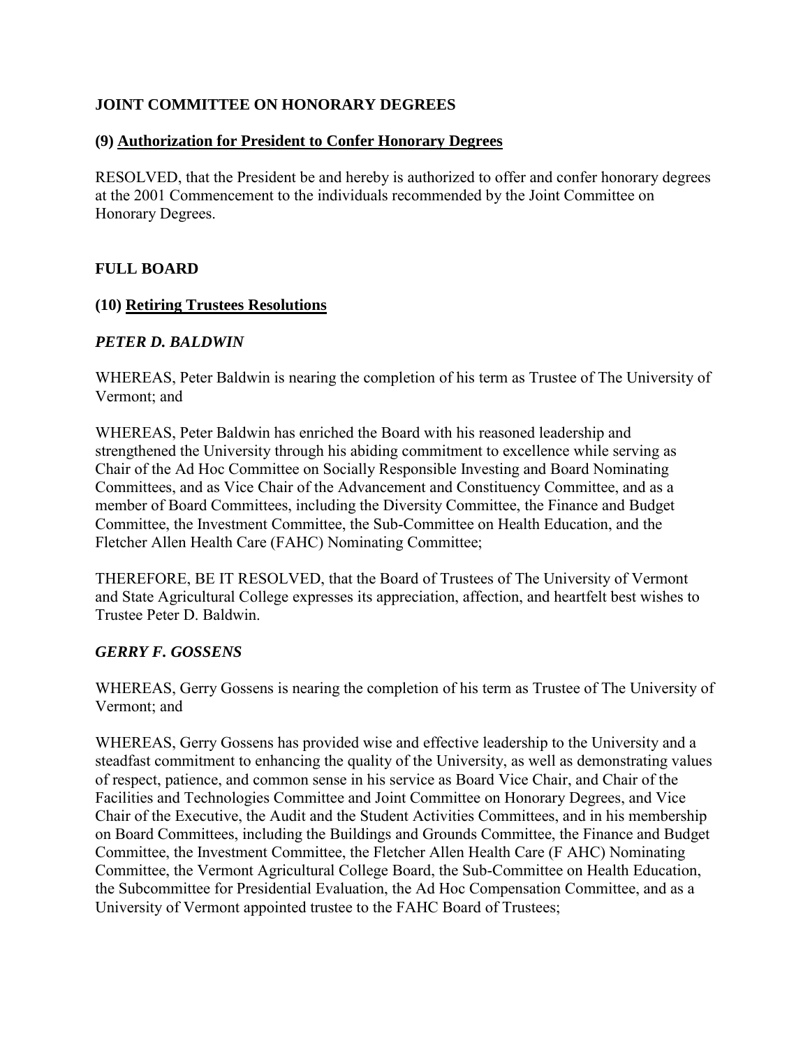## JOINT COMMITTEE ON HONORARY DEGREES

### (9) Authorization for President to Confer Honorary Degrees

RESOLVED, that the President be and hereby is authorized to offer and confer honorary degrees at the 2001 Commencement to the individuals recommended by the Joint Committee on Honorary Degrees.

## FULL BOARD

### (10) Retiring Trustees Resolutions

***PETER D. BALDWIN***

WHEREAS, Peter Baldwin is nearing the completion of his term as Trustee of The University of Vermont; and

WHEREAS, Peter Baldwin has enriched the Board with his reasoned leadership and strengthened the University through his abiding commitment to excellence while serving as Chair of the Ad Hoc Committee on Socially Responsible Investing and Board Nominating Committees, and as Vice Chair of the Advancement and Constituency Committee, and as a member of Board Committees, including the Diversity Committee, the Finance and Budget Committee, the Investment Committee, the Sub-Committee on Health Education, and the Fletcher Allen Health Care (FAHC) Nominating Committee;

THEREFORE, BE IT RESOLVED, that the Board of Trustees of The University of Vermont and State Agricultural College expresses its appreciation, affection, and heartfelt best wishes to Trustee Peter D. Baldwin.

***GERRY F. GOSSENS***

WHEREAS, Gerry Gossens is nearing the completion of his term as Trustee of The University of Vermont; and

WHEREAS, Gerry Gossens has provided wise and effective leadership to the University and a steadfast commitment to enhancing the quality of the University, as well as demonstrating values of respect, patience, and common sense in his service as Board Vice Chair, and Chair of the Facilities and Technologies Committee and Joint Committee on Honorary Degrees, and Vice Chair of the Executive, the Audit and the Student Activities Committees, and in his membership on Board Committees, including the Buildings and Grounds Committee, the Finance and Budget Committee, the Investment Committee, the Fletcher Allen Health Care (F AHC) Nominating Committee, the Vermont Agricultural College Board, the Sub-Committee on Health Education, the Subcommittee for Presidential Evaluation, the Ad Hoc Compensation Committee, and as a University of Vermont appointed trustee to the FAHC Board of Trustees;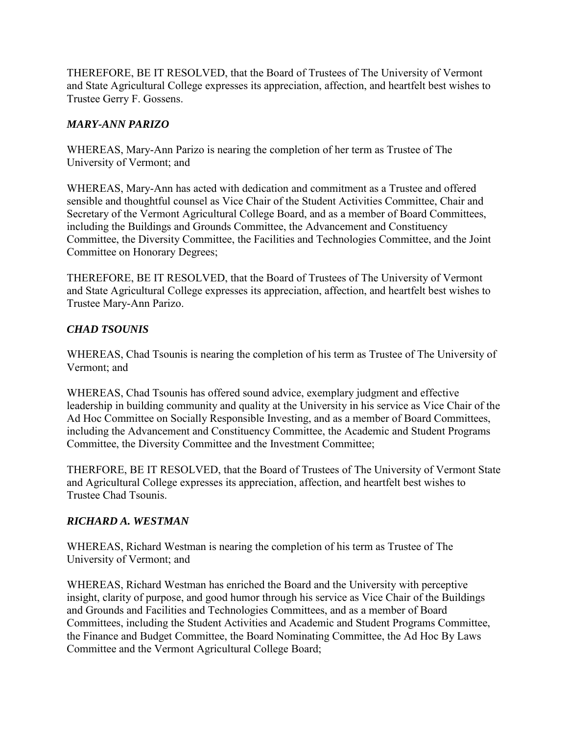THEREFORE, BE IT RESOLVED, that the Board of Trustees of The University of Vermont and State Agricultural College expresses its appreciation, affection, and heartfelt best wishes to Trustee Gerry F. Gossens.

### *MARY-ANN PARIZO*

WHEREAS, Mary-Ann Parizo is nearing the completion of her term as Trustee of The University of Vermont; and

WHEREAS, Mary-Ann has acted with dedication and commitment as a Trustee and offered sensible and thoughtful counsel as Vice Chair of the Student Activities Committee, Chair and Secretary of the Vermont Agricultural College Board, and as a member of Board Committees, including the Buildings and Grounds Committee, the Advancement and Constituency Committee, the Diversity Committee, the Facilities and Technologies Committee, and the Joint Committee on Honorary Degrees;

THEREFORE, BE IT RESOLVED, that the Board of Trustees of The University of Vermont and State Agricultural College expresses its appreciation, affection, and heartfelt best wishes to Trustee Mary-Ann Parizo.

### *CHAD TSOUNIS*

WHEREAS, Chad Tsounis is nearing the completion of his term as Trustee of The University of Vermont; and

WHEREAS, Chad Tsounis has offered sound advice, exemplary judgment and effective leadership in building community and quality at the University in his service as Vice Chair of the Ad Hoc Committee on Socially Responsible Investing, and as a member of Board Committees, including the Advancement and Constituency Committee, the Academic and Student Programs Committee, the Diversity Committee and the Investment Committee;

THERFORE, BE IT RESOLVED, that the Board of Trustees of The University of Vermont State and Agricultural College expresses its appreciation, affection, and heartfelt best wishes to Trustee Chad Tsounis.

### *RICHARD A. WESTMAN*

WHEREAS, Richard Westman is nearing the completion of his term as Trustee of The University of Vermont; and

WHEREAS, Richard Westman has enriched the Board and the University with perceptive insight, clarity of purpose, and good humor through his service as Vice Chair of the Buildings and Grounds and Facilities and Technologies Committees, and as a member of Board Committees, including the Student Activities and Academic and Student Programs Committee, the Finance and Budget Committee, the Board Nominating Committee, the Ad Hoc By Laws Committee and the Vermont Agricultural College Board;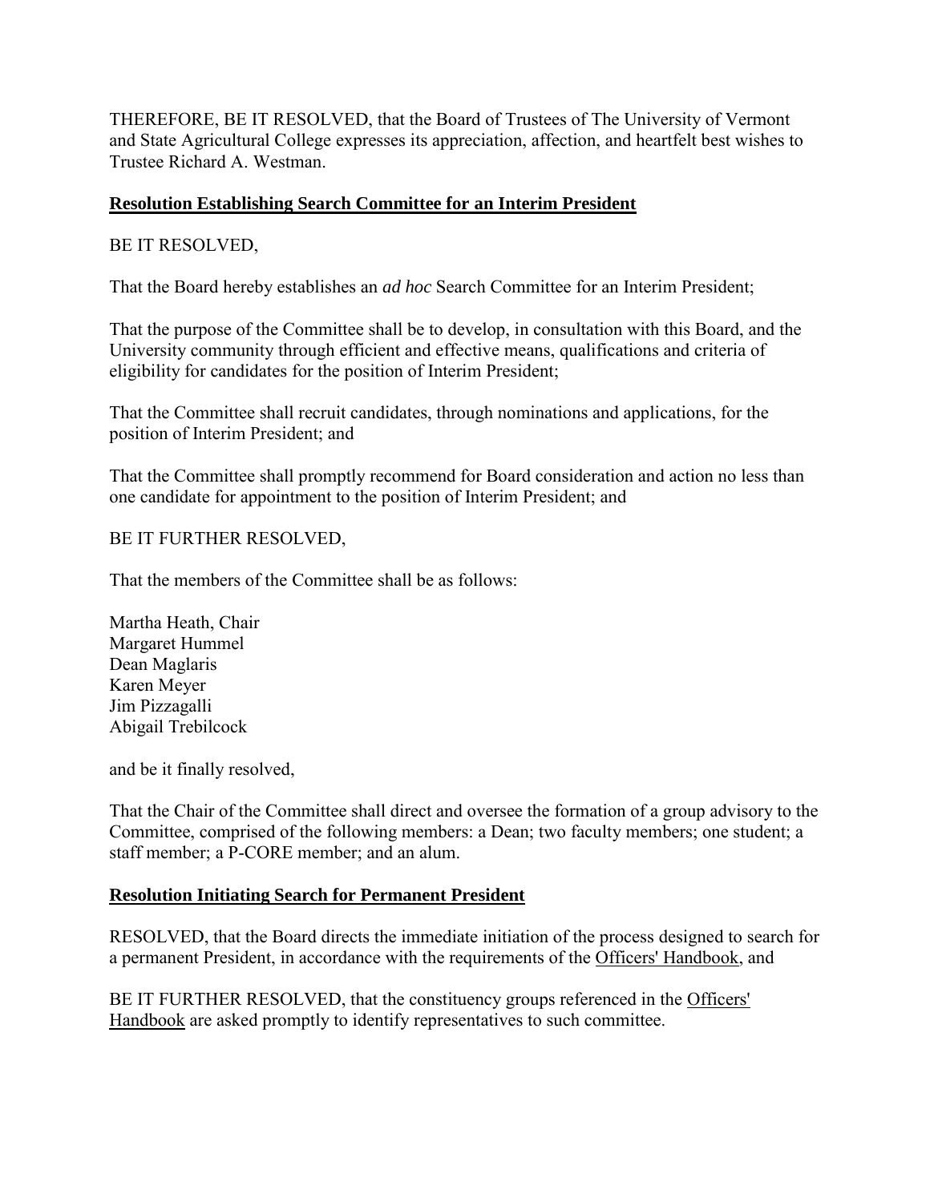THEREFORE, BE IT RESOLVED, that the Board of Trustees of The University of Vermont and State Agricultural College expresses its appreciation, affection, and heartfelt best wishes to Trustee Richard A. Westman.

**Resolution Establishing Search Committee for an Interim President**

BE IT RESOLVED,

That the Board hereby establishes an *ad hoc* Search Committee for an Interim President;

That the purpose of the Committee shall be to develop, in consultation with this Board, and the University community through efficient and effective means, qualifications and criteria of eligibility for candidates for the position of Interim President;

That the Committee shall recruit candidates, through nominations and applications, for the position of Interim President; and

That the Committee shall promptly recommend for Board consideration and action no less than one candidate for appointment to the position of Interim President; and

BE IT FURTHER RESOLVED,

That the members of the Committee shall be as follows:

Martha Heath, Chair
Margaret Hummel
Dean Maglaris
Karen Meyer
Jim Pizzagalli
Abigail Trebilcock

and be it finally resolved,

That the Chair of the Committee shall direct and oversee the formation of a group advisory to the Committee, comprised of the following members: a Dean; two faculty members; one student; a staff member; a P-CORE member; and an alum.

**Resolution Initiating Search for Permanent President**

RESOLVED, that the Board directs the immediate initiation of the process designed to search for a permanent President, in accordance with the requirements of the Officers' Handbook, and

BE IT FURTHER RESOLVED, that the constituency groups referenced in the Officers' Handbook are asked promptly to identify representatives to such committee.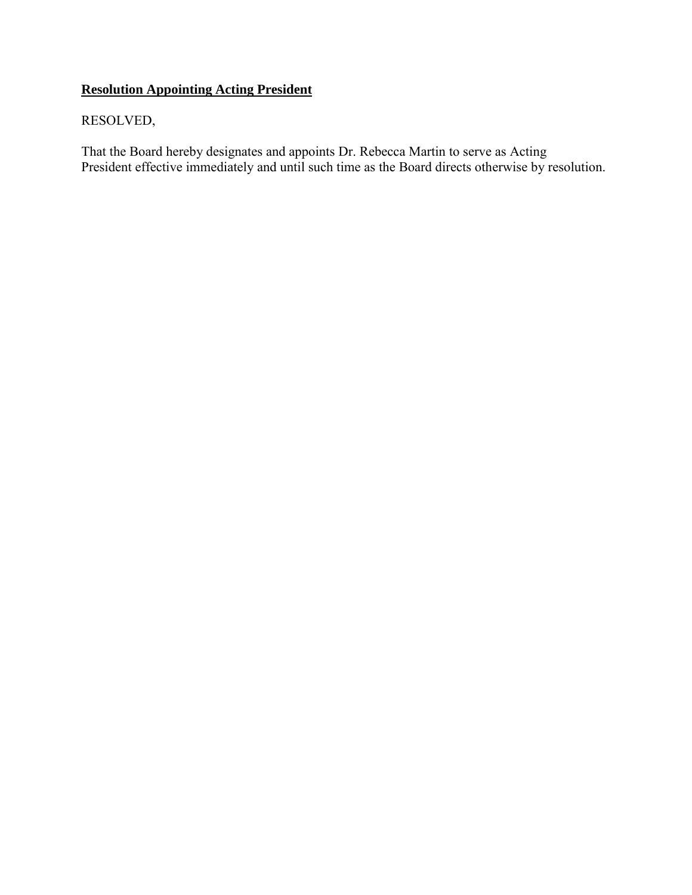**Resolution Appointing Acting President**

RESOLVED,

That the Board hereby designates and appoints Dr. Rebecca Martin to serve as Acting President effective immediately and until such time as the Board directs otherwise by resolution.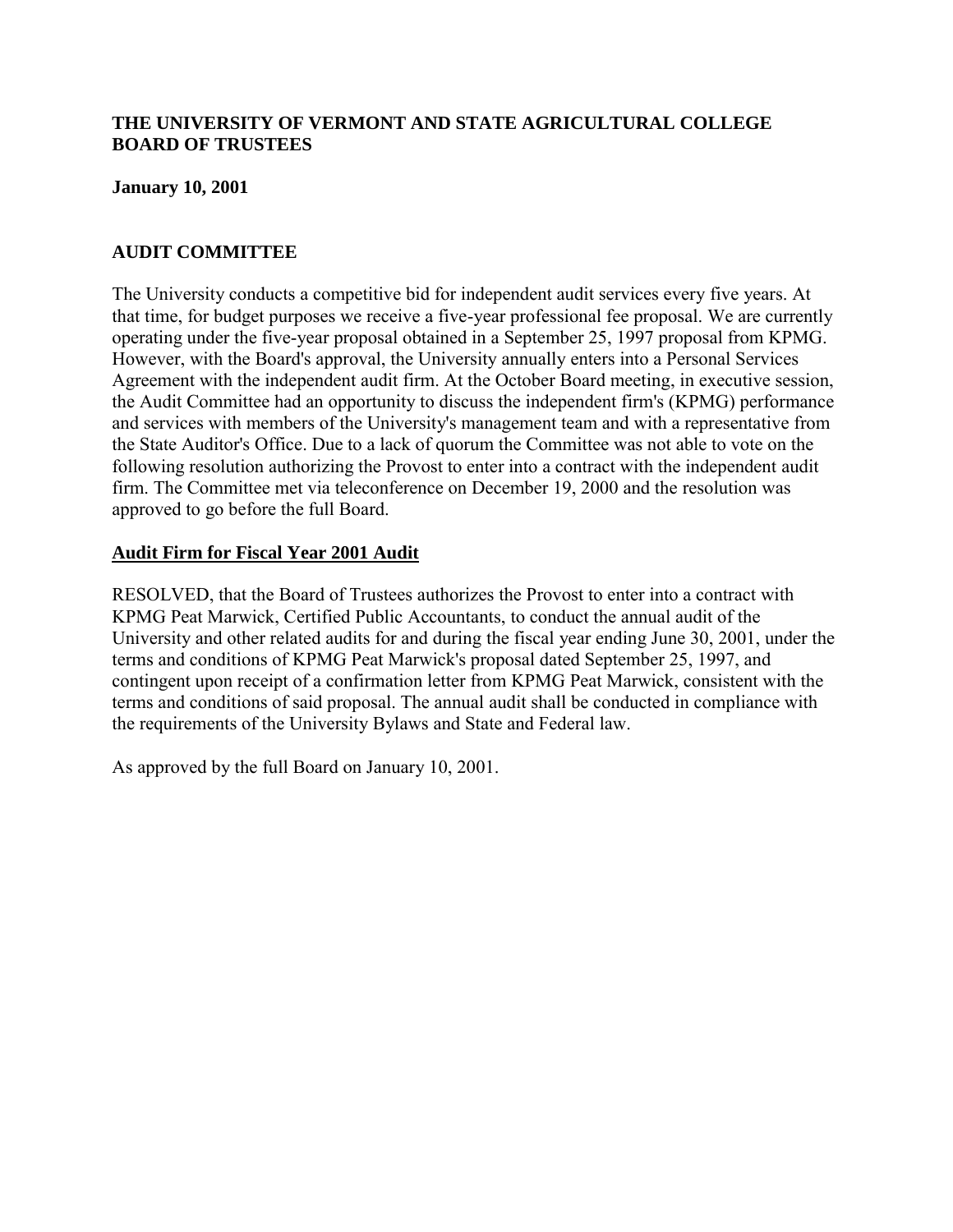**THE UNIVERSITY OF VERMONT AND STATE AGRICULTURAL COLLEGE BOARD OF TRUSTEES**

**January 10, 2001**

## AUDIT COMMITTEE

The University conducts a competitive bid for independent audit services every five years. At that time, for budget purposes we receive a five-year professional fee proposal. We are currently operating under the five-year proposal obtained in a September 25, 1997 proposal from KPMG. However, with the Board's approval, the University annually enters into a Personal Services Agreement with the independent audit firm. At the October Board meeting, in executive session, the Audit Committee had an opportunity to discuss the independent firm's (KPMG) performance and services with members of the University's management team and with a representative from the State Auditor's Office. Due to a lack of quorum the Committee was not able to vote on the following resolution authorizing the Provost to enter into a contract with the independent audit firm. The Committee met via teleconference on December 19, 2000 and the resolution was approved to go before the full Board.

**Audit Firm for Fiscal Year 2001 Audit**

RESOLVED, that the Board of Trustees authorizes the Provost to enter into a contract with KPMG Peat Marwick, Certified Public Accountants, to conduct the annual audit of the University and other related audits for and during the fiscal year ending June 30, 2001, under the terms and conditions of KPMG Peat Marwick's proposal dated September 25, 1997, and contingent upon receipt of a confirmation letter from KPMG Peat Marwick, consistent with the terms and conditions of said proposal. The annual audit shall be conducted in compliance with the requirements of the University Bylaws and State and Federal law.

As approved by the full Board on January 10, 2001.